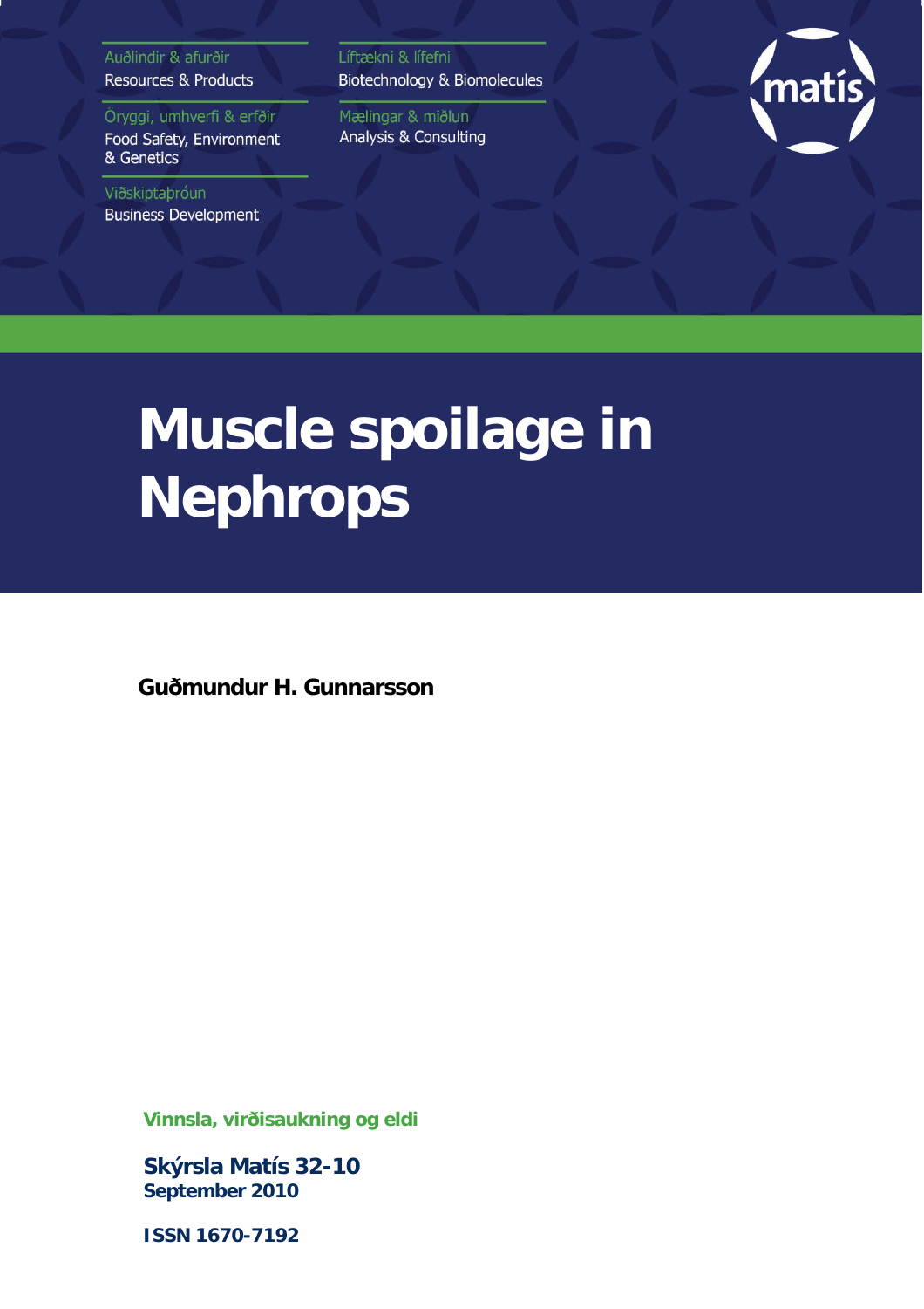Auðlindir & afurðir
Resources & Products

Öryggi, umhverfi & erfðir
Food Safety, Environment & Genetics

Viðskiptaþróun
Business Development

Líftækni & lífefni
Biotechnology & Biomolecules

Mælingar & miðlun
Analysis & Consulting

matís

# Muscle spoilage in Nephrops

**Guðmundur H. Gunnarsson**

**Vinnsla, virðisaukning og eldi**

**Skýrsla Matís 32-10**
**September 2010**

**ISSN 1670-7192**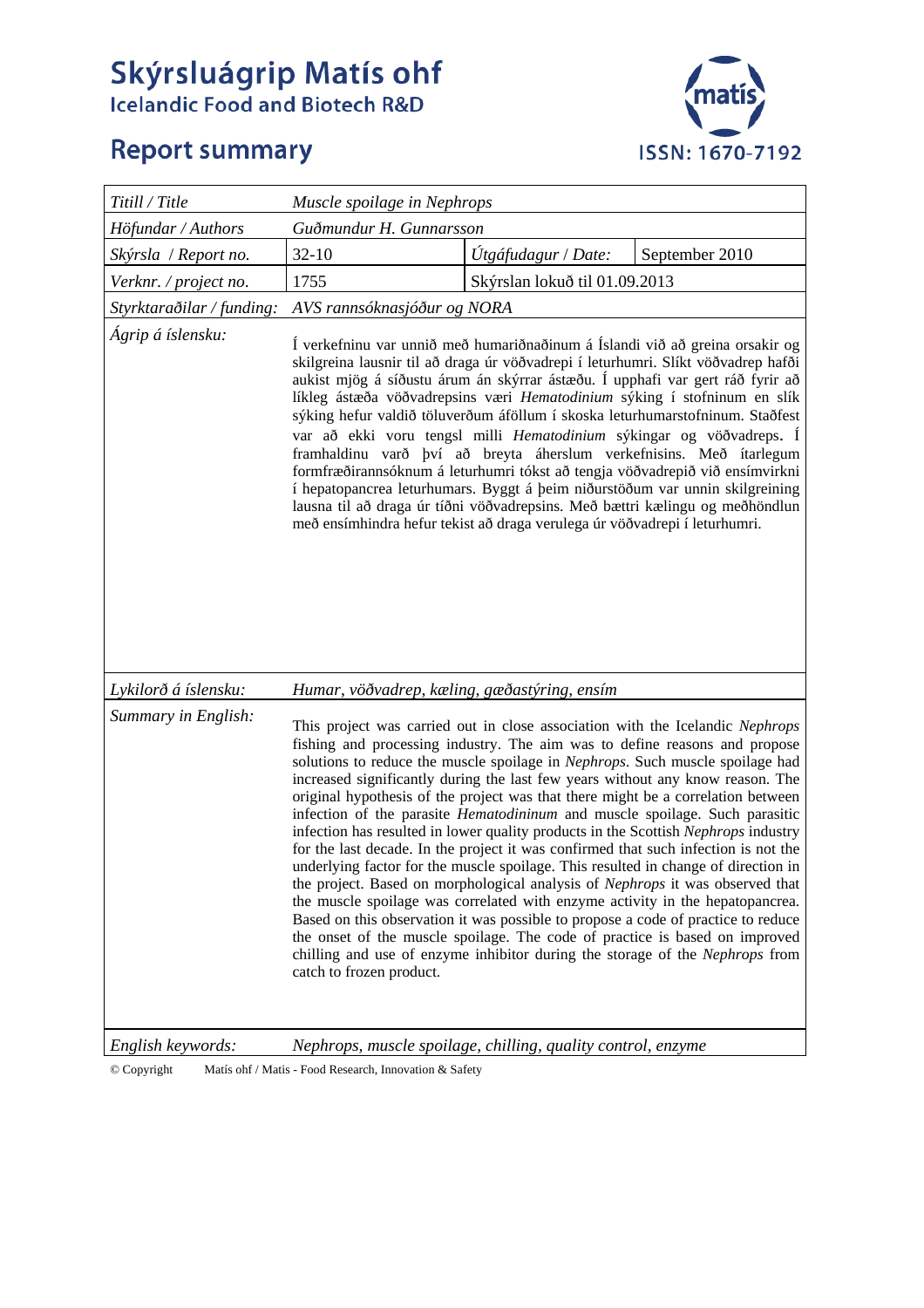# Skýrsluágrip Matís ohf

Icelandic Food and Biotech R&D

## Report summary

ISSN: 1670-7192

| *Titill / Title* | *Muscle spoilage in Nephrops* | | |
|---|---|---|---|
| *Höfundar / Authors* | *Guðmundur H. Gunnarsson* | | |
| *Skýrsla / Report no.* | 32-10 | *Útgáfudagur / Date:* | September 2010 |
| *Verknr. / project no.* | 1755 | Skýrslan lokuð til 01.09.2013 | |
| *Styrktaraðilar / funding:* | *AVS rannsóknasjóður og NORA* | | |
| *Ágrip á íslensku:* | Í verkefninu var unnið með humariðnaðinum á Íslandi við að greina orsakir og skilgreina lausnir til að draga úr vöðvadrepi í leturhumri. Slíkt vöðvadrep hafði aukist mjög á síðustu árum án skýrrar ástæðu. Í upphafi var gert ráð fyrir að líkleg ástæða vöðvadrepsins væri *Hematodinium* sýking í stofninum en slík sýking hefur valdið töluverðum áföllum í skoska leturhumarstofninum. Staðfest var að ekki voru tengsl milli *Hematodinium* sýkingar og vöðvadreps. Í framhaldinu varð því að breyta áherslum verkefnisins. Með ítarlegum formfræðirannsóknum á leturhumri tókst að tengja vöðvadrepið við ensímvirkni í hepatopancrea leturhumars. Byggt á þeim niðurstöðum var unnin skilgreining lausna til að draga úr tíðni vöðvadrepsins. Með bættri kælingu og meðhöndlun með ensímhindra hefur tekist að draga verulega úr vöðvadrepi í leturhumri. | | |
| *Lykilorð á íslensku:* | *Humar, vöðvadrep, kæling, gæðastýring, ensím* | | |
| *Summary in English:* | This project was carried out in close association with the Icelandic *Nephrops* fishing and processing industry. The aim was to define reasons and propose solutions to reduce the muscle spoilage in *Nephrops*. Such muscle spoilage had increased significantly during the last few years without any know reason. The original hypothesis of the project was that there might be a correlation between infection of the parasite *Hematodininum* and muscle spoilage. Such parasitic infection has resulted in lower quality products in the Scottish *Nephrops* industry for the last decade. In the project it was confirmed that such infection is not the underlying factor for the muscle spoilage. This resulted in change of direction in the project. Based on morphological analysis of *Nephrops* it was observed that the muscle spoilage was correlated with enzyme activity in the hepatopancrea. Based on this observation it was possible to propose a code of practice to reduce the onset of the muscle spoilage. The code of practice is based on improved chilling and use of enzyme inhibitor during the storage of the *Nephrops* from catch to frozen product. | | |
| *English keywords:* | *Nephrops, muscle spoilage, chilling, quality control, enzyme* | | |

© Copyright Matís ohf / Matis - Food Research, Innovation & Safety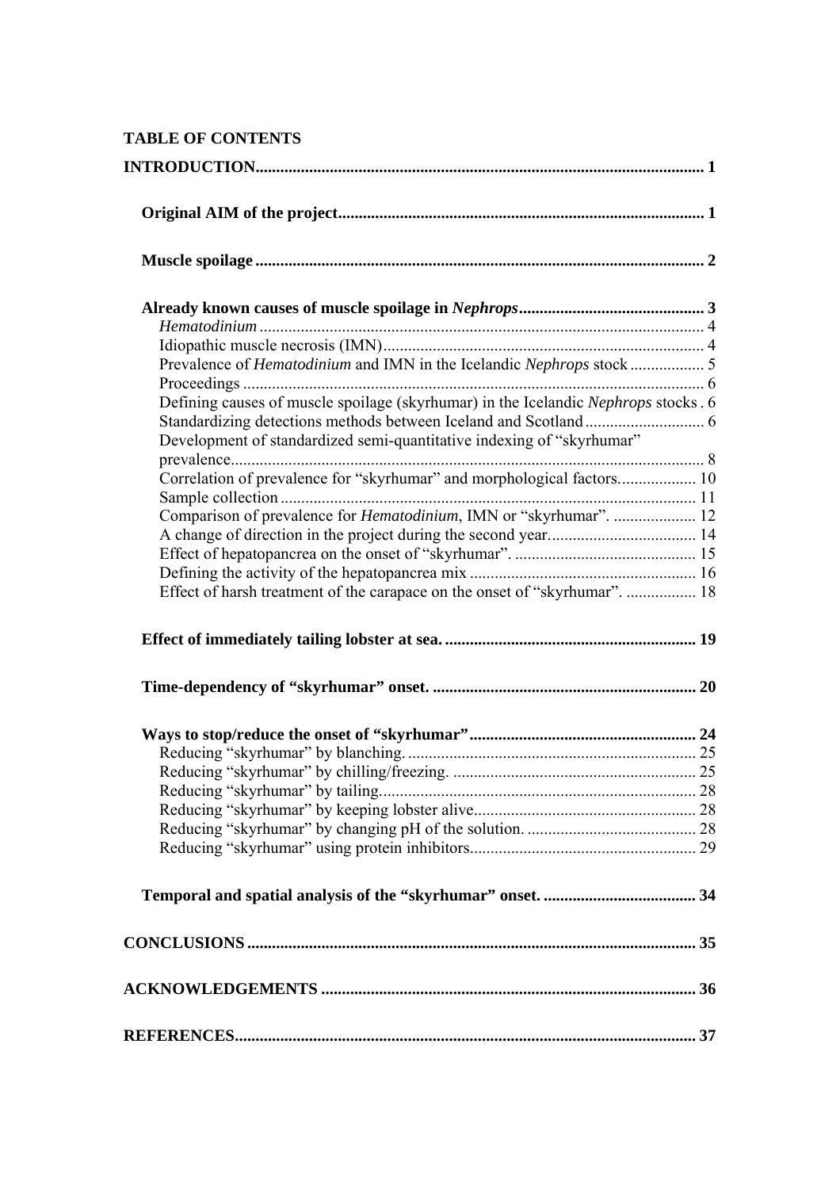# TABLE OF CONTENTS

**INTRODUCTION** ............................................................ 1

- **Original AIM of the project** ............................................................ 1
- **Muscle spoilage** ............................................................ 2
- **Already known causes of muscle spoilage in *Nephrops*** ............................................................ 3
  - *Hematodinium* ............................................................ 4
  - Idiopathic muscle necrosis (IMN) ............................................................ 4
  - Prevalence of *Hematodinium* and IMN in the Icelandic *Nephrops* stock ............................................................ 5
  - Proceedings ............................................................ 6
  - Defining causes of muscle spoilage (skyrhumar) in the Icelandic *Nephrops* stocks . 6
  - Standardizing detections methods between Iceland and Scotland ............................................................ 6
  - Development of standardized semi-quantitative indexing of "skyrhumar" prevalence ............................................................ 8
  - Correlation of prevalence for "skyrhumar" and morphological factors ............................................................ 10
  - Sample collection ............................................................ 11
  - Comparison of prevalence for *Hematodinium*, IMN or "skyrhumar". ............................................................ 12
  - A change of direction in the project during the second year ............................................................ 14
  - Effect of hepatopancrea on the onset of "skyrhumar". ............................................................ 15
  - Defining the activity of the hepatopancrea mix ............................................................ 16
  - Effect of harsh treatment of the carapace on the onset of "skyrhumar". ............................................................ 18
- **Effect of immediately tailing lobster at sea.** ............................................................ 19
- **Time-dependency of "skyrhumar" onset.** ............................................................ 20
- **Ways to stop/reduce the onset of "skyrhumar"** ............................................................ 24
  - Reducing "skyrhumar" by blanching. ............................................................ 25
  - Reducing "skyrhumar" by chilling/freezing. ............................................................ 25
  - Reducing "skyrhumar" by tailing ............................................................ 28
  - Reducing "skyrhumar" by keeping lobster alive ............................................................ 28
  - Reducing "skyrhumar" by changing pH of the solution. ............................................................ 28
  - Reducing "skyrhumar" using protein inhibitors ............................................................ 29
- **Temporal and spatial analysis of the "skyrhumar" onset.** ............................................................ 34

**CONCLUSIONS** ............................................................ 35

**ACKNOWLEDGEMENTS** ............................................................ 36

**REFERENCES** ............................................................ 37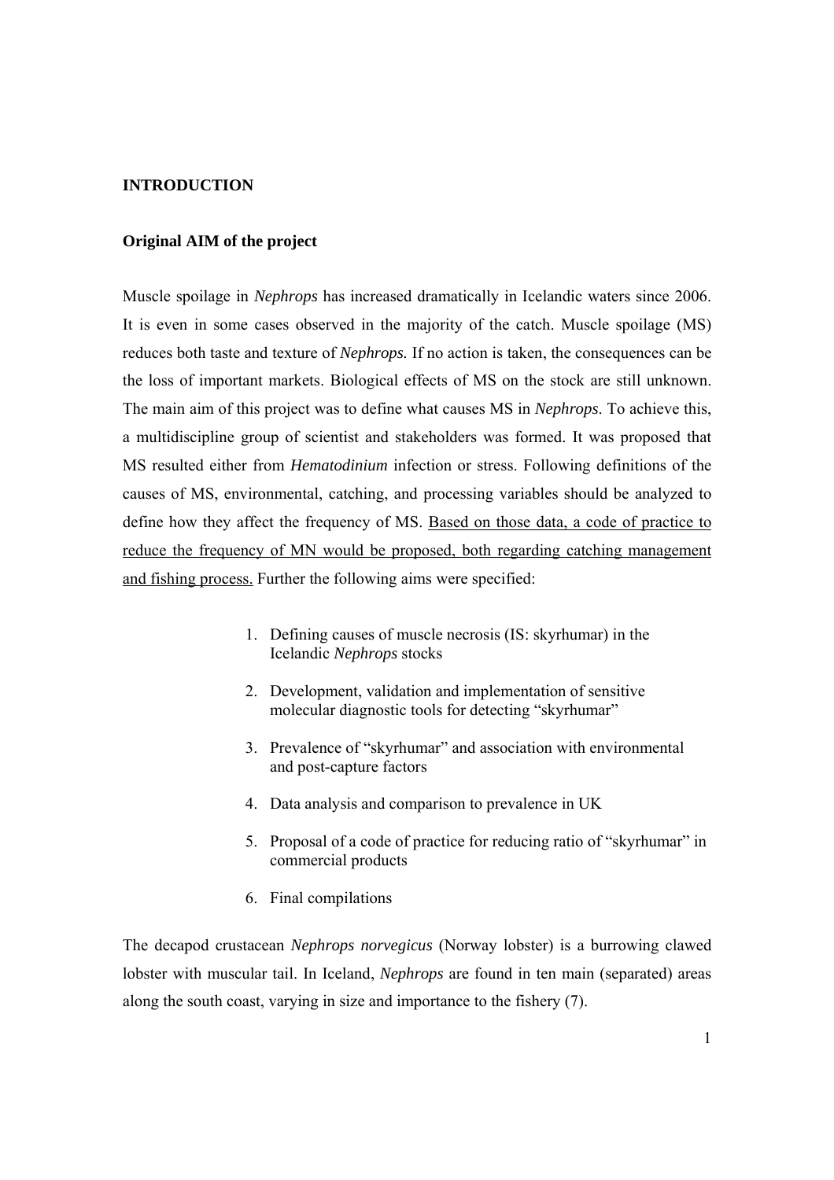## INTRODUCTION

### Original AIM of the project

Muscle spoilage in *Nephrops* has increased dramatically in Icelandic waters since 2006. It is even in some cases observed in the majority of the catch. Muscle spoilage (MS) reduces both taste and texture of *Nephrops.* If no action is taken, the consequences can be the loss of important markets. Biological effects of MS on the stock are still unknown. The main aim of this project was to define what causes MS in *Nephrops*. To achieve this, a multidiscipline group of scientist and stakeholders was formed. It was proposed that MS resulted either from *Hematodinium* infection or stress. Following definitions of the causes of MS, environmental, catching, and processing variables should be analyzed to define how they affect the frequency of MS. <u>Based on those data, a code of practice to reduce the frequency of MN would be proposed, both regarding catching management and fishing process.</u> Further the following aims were specified:

1. Defining causes of muscle necrosis (IS: skyrhumar) in the Icelandic *Nephrops* stocks
2. Development, validation and implementation of sensitive molecular diagnostic tools for detecting "skyrhumar"
3. Prevalence of "skyrhumar" and association with environmental and post-capture factors
4. Data analysis and comparison to prevalence in UK
5. Proposal of a code of practice for reducing ratio of "skyrhumar" in commercial products
6. Final compilations

The decapod crustacean *Nephrops norvegicus* (Norway lobster) is a burrowing clawed lobster with muscular tail. In Iceland, *Nephrops* are found in ten main (separated) areas along the south coast, varying in size and importance to the fishery (7).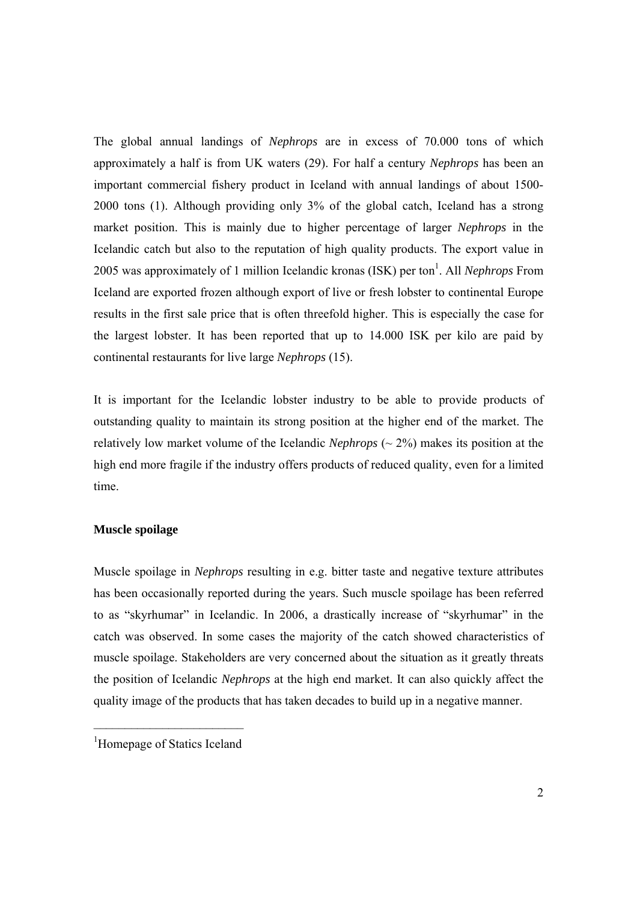The global annual landings of *Nephrops* are in excess of 70.000 tons of which approximately a half is from UK waters (29). For half a century *Nephrops* has been an important commercial fishery product in Iceland with annual landings of about 1500-2000 tons (1). Although providing only 3% of the global catch, Iceland has a strong market position. This is mainly due to higher percentage of larger *Nephrops* in the Icelandic catch but also to the reputation of high quality products. The export value in 2005 was approximately of 1 million Icelandic kronas (ISK) per ton[1]. All *Nephrops* From Iceland are exported frozen although export of live or fresh lobster to continental Europe results in the first sale price that is often threefold higher. This is especially the case for the largest lobster. It has been reported that up to 14.000 ISK per kilo are paid by continental restaurants for live large *Nephrops* (15).

It is important for the Icelandic lobster industry to be able to provide products of outstanding quality to maintain its strong position at the higher end of the market. The relatively low market volume of the Icelandic *Nephrops* (~ 2%) makes its position at the high end more fragile if the industry offers products of reduced quality, even for a limited time.

**Muscle spoilage**

Muscle spoilage in *Nephrops* resulting in e.g. bitter taste and negative texture attributes has been occasionally reported during the years. Such muscle spoilage has been referred to as "skyrhumar" in Icelandic. In 2006, a drastically increase of "skyrhumar" in the catch was observed. In some cases the majority of the catch showed characteristics of muscle spoilage. Stakeholders are very concerned about the situation as it greatly threats the position of Icelandic *Nephrops* at the high end market. It can also quickly affect the quality image of the products that has taken decades to build up in a negative manner.

---

[1] Homepage of Statics Iceland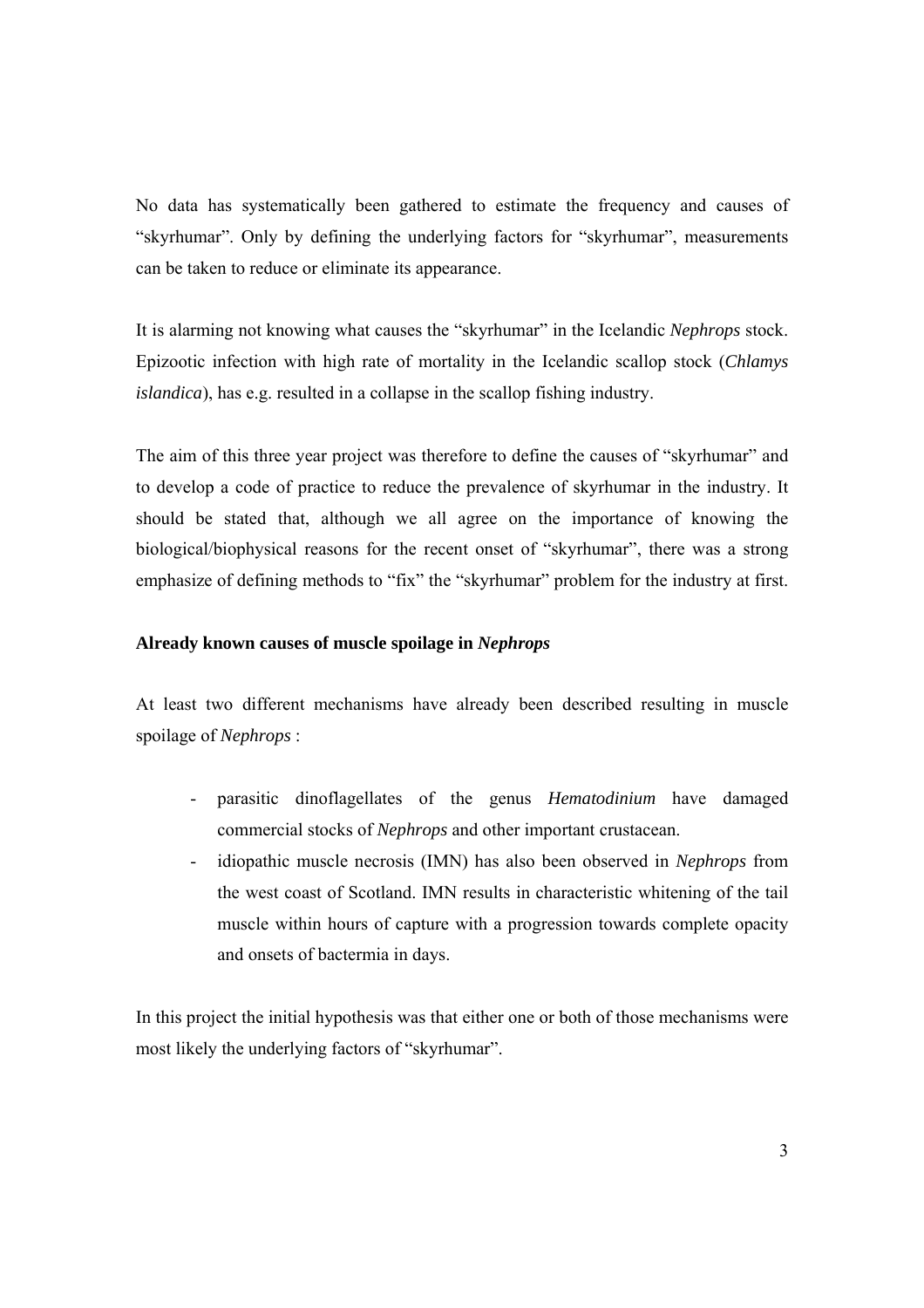No data has systematically been gathered to estimate the frequency and causes of "skyrhumar". Only by defining the underlying factors for "skyrhumar", measurements can be taken to reduce or eliminate its appearance.

It is alarming not knowing what causes the "skyrhumar" in the Icelandic *Nephrops* stock. Epizootic infection with high rate of mortality in the Icelandic scallop stock (*Chlamys islandica*), has e.g. resulted in a collapse in the scallop fishing industry.

The aim of this three year project was therefore to define the causes of "skyrhumar" and to develop a code of practice to reduce the prevalence of skyrhumar in the industry. It should be stated that, although we all agree on the importance of knowing the biological/biophysical reasons for the recent onset of "skyrhumar", there was a strong emphasize of defining methods to "fix" the "skyrhumar" problem for the industry at first.

**Already known causes of muscle spoilage in *Nephrops***

At least two different mechanisms have already been described resulting in muscle spoilage of *Nephrops* :

- parasitic dinoflagellates of the genus *Hematodinium* have damaged commercial stocks of *Nephrops* and other important crustacean.
- idiopathic muscle necrosis (IMN) has also been observed in *Nephrops* from the west coast of Scotland. IMN results in characteristic whitening of the tail muscle within hours of capture with a progression towards complete opacity and onsets of bactermia in days.

In this project the initial hypothesis was that either one or both of those mechanisms were most likely the underlying factors of "skyrhumar".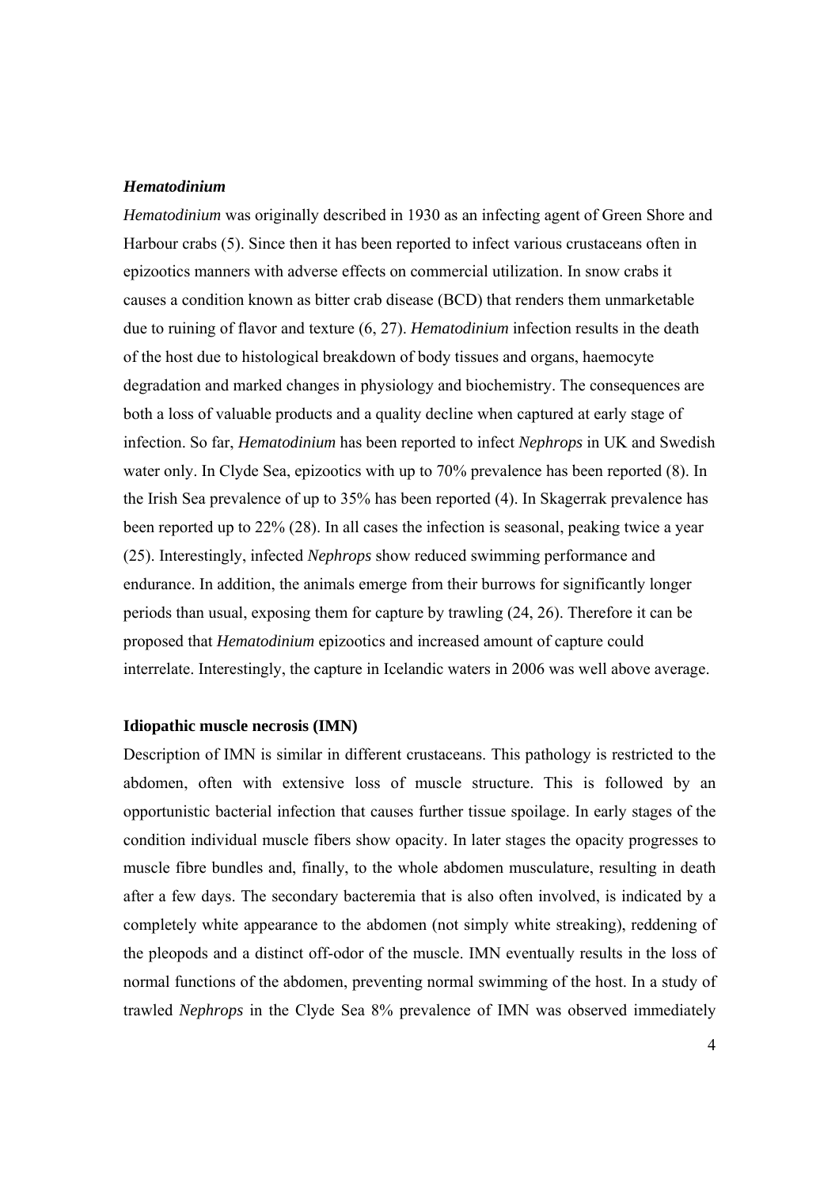### *Hematodinium*

*Hematodinium* was originally described in 1930 as an infecting agent of Green Shore and Harbour crabs (5). Since then it has been reported to infect various crustaceans often in epizootics manners with adverse effects on commercial utilization. In snow crabs it causes a condition known as bitter crab disease (BCD) that renders them unmarketable due to ruining of flavor and texture (6, 27). *Hematodinium* infection results in the death of the host due to histological breakdown of body tissues and organs, haemocyte degradation and marked changes in physiology and biochemistry. The consequences are both a loss of valuable products and a quality decline when captured at early stage of infection. So far, *Hematodinium* has been reported to infect *Nephrops* in UK and Swedish water only. In Clyde Sea, epizootics with up to 70% prevalence has been reported (8). In the Irish Sea prevalence of up to 35% has been reported (4). In Skagerrak prevalence has been reported up to 22% (28). In all cases the infection is seasonal, peaking twice a year (25). Interestingly, infected *Nephrops* show reduced swimming performance and endurance. In addition, the animals emerge from their burrows for significantly longer periods than usual, exposing them for capture by trawling (24, 26). Therefore it can be proposed that *Hematodinium* epizootics and increased amount of capture could interrelate. Interestingly, the capture in Icelandic waters in 2006 was well above average.

### Idiopathic muscle necrosis (IMN)

Description of IMN is similar in different crustaceans. This pathology is restricted to the abdomen, often with extensive loss of muscle structure. This is followed by an opportunistic bacterial infection that causes further tissue spoilage. In early stages of the condition individual muscle fibers show opacity. In later stages the opacity progresses to muscle fibre bundles and, finally, to the whole abdomen musculature, resulting in death after a few days. The secondary bacteremia that is also often involved, is indicated by a completely white appearance to the abdomen (not simply white streaking), reddening of the pleopods and a distinct off-odor of the muscle. IMN eventually results in the loss of normal functions of the abdomen, preventing normal swimming of the host. In a study of trawled *Nephrops* in the Clyde Sea 8% prevalence of IMN was observed immediately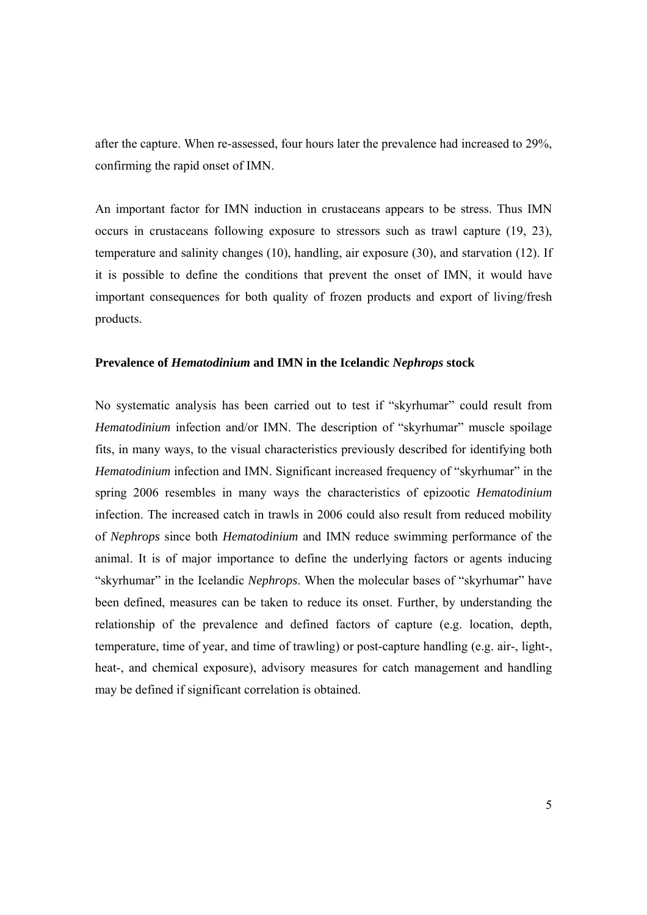after the capture. When re-assessed, four hours later the prevalence had increased to 29%, confirming the rapid onset of IMN.

An important factor for IMN induction in crustaceans appears to be stress. Thus IMN occurs in crustaceans following exposure to stressors such as trawl capture (19, 23), temperature and salinity changes (10), handling, air exposure (30), and starvation (12). If it is possible to define the conditions that prevent the onset of IMN, it would have important consequences for both quality of frozen products and export of living/fresh products.

### Prevalence of *Hematodinium* and IMN in the Icelandic *Nephrops* stock

No systematic analysis has been carried out to test if "skyrhumar" could result from *Hematodinium* infection and/or IMN. The description of "skyrhumar" muscle spoilage fits, in many ways, to the visual characteristics previously described for identifying both *Hematodinium* infection and IMN. Significant increased frequency of "skyrhumar" in the spring 2006 resembles in many ways the characteristics of epizootic *Hematodinium* infection. The increased catch in trawls in 2006 could also result from reduced mobility of *Nephrops* since both *Hematodinium* and IMN reduce swimming performance of the animal. It is of major importance to define the underlying factors or agents inducing "skyrhumar" in the Icelandic *Nephrops*. When the molecular bases of "skyrhumar" have been defined, measures can be taken to reduce its onset. Further, by understanding the relationship of the prevalence and defined factors of capture (e.g. location, depth, temperature, time of year, and time of trawling) or post-capture handling (e.g. air-, light-, heat-, and chemical exposure), advisory measures for catch management and handling may be defined if significant correlation is obtained.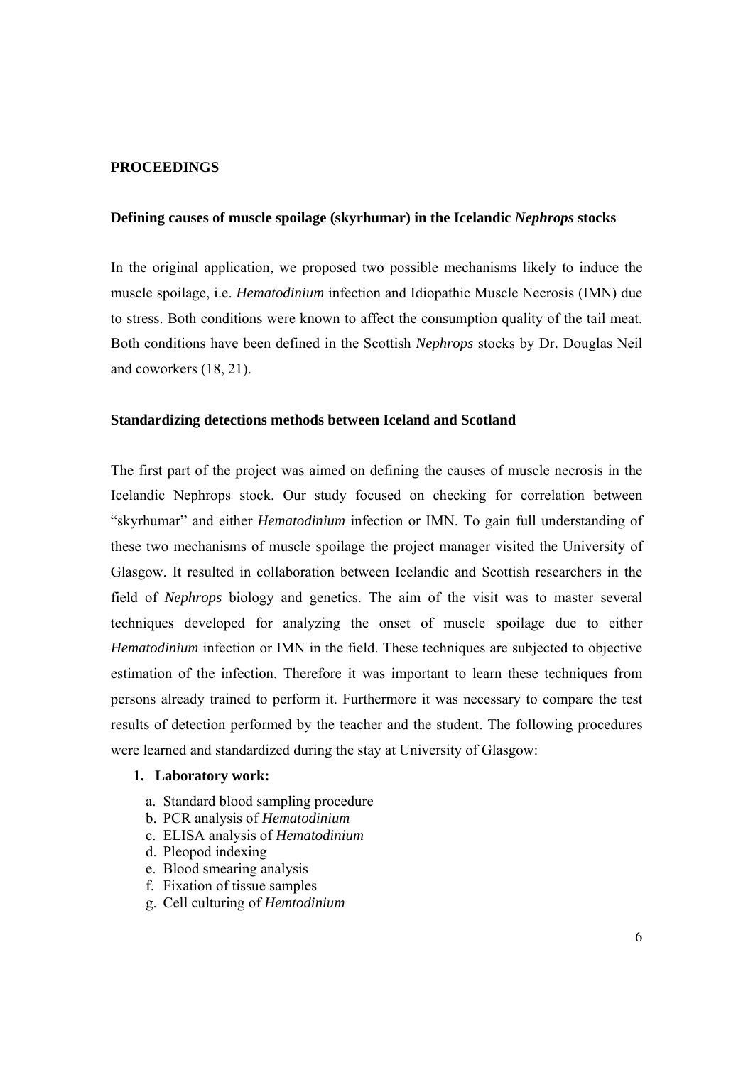## PROCEEDINGS

### Defining causes of muscle spoilage (skyrhumar) in the Icelandic *Nephrops* stocks

In the original application, we proposed two possible mechanisms likely to induce the muscle spoilage, i.e. *Hematodinium* infection and Idiopathic Muscle Necrosis (IMN) due to stress. Both conditions were known to affect the consumption quality of the tail meat. Both conditions have been defined in the Scottish *Nephrops* stocks by Dr. Douglas Neil and coworkers (18, 21).

### Standardizing detections methods between Iceland and Scotland

The first part of the project was aimed on defining the causes of muscle necrosis in the Icelandic Nephrops stock. Our study focused on checking for correlation between "skyrhumar" and either *Hematodinium* infection or IMN. To gain full understanding of these two mechanisms of muscle spoilage the project manager visited the University of Glasgow. It resulted in collaboration between Icelandic and Scottish researchers in the field of *Nephrops* biology and genetics. The aim of the visit was to master several techniques developed for analyzing the onset of muscle spoilage due to either *Hematodinium* infection or IMN in the field. These techniques are subjected to objective estimation of the infection. Therefore it was important to learn these techniques from persons already trained to perform it. Furthermore it was necessary to compare the test results of detection performed by the teacher and the student. The following procedures were learned and standardized during the stay at University of Glasgow:

1. **Laboratory work:**
   a. Standard blood sampling procedure
   b. PCR analysis of *Hematodinium*
   c. ELISA analysis of *Hematodinium*
   d. Pleopod indexing
   e. Blood smearing analysis
   f. Fixation of tissue samples
   g. Cell culturing of *Hemtodinium*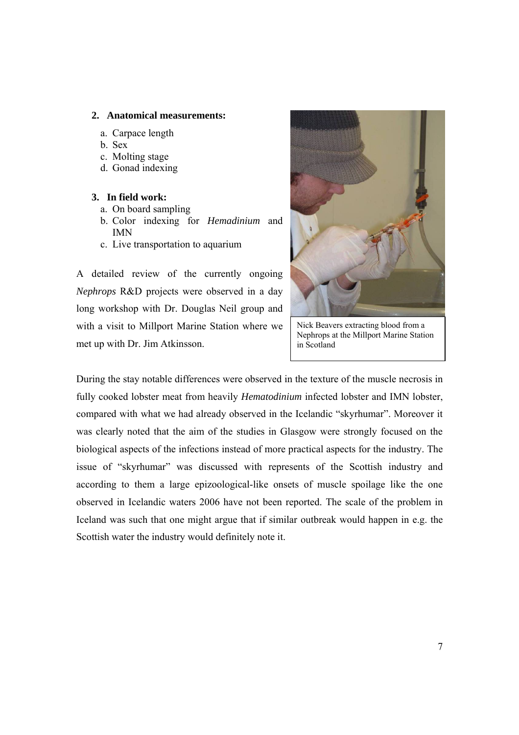2. **Anatomical measurements:**
   a. Carpace length
   b. Sex
   c. Molting stage
   d. Gonad indexing

3. **In field work:**
   a. On board sampling
   b. Color indexing for *Hemadinium* and IMN
   c. Live transportation to aquarium

A detailed review of the currently ongoing *Nephrops* R&D projects were observed in a day long workshop with Dr. Douglas Neil group and with a visit to Millport Marine Station where we met up with Dr. Jim Atkinsson.

Nick Beavers extracting blood from a Nephrops at the Millport Marine Station in Scotland

During the stay notable differences were observed in the texture of the muscle necrosis in fully cooked lobster meat from heavily *Hematodinium* infected lobster and IMN lobster, compared with what we had already observed in the Icelandic "skyrhumar". Moreover it was clearly noted that the aim of the studies in Glasgow were strongly focused on the biological aspects of the infections instead of more practical aspects for the industry. The issue of "skyrhumar" was discussed with represents of the Scottish industry and according to them a large epizoological-like onsets of muscle spoilage like the one observed in Icelandic waters 2006 have not been reported. The scale of the problem in Iceland was such that one might argue that if similar outbreak would happen in e.g. the Scottish water the industry would definitely note it.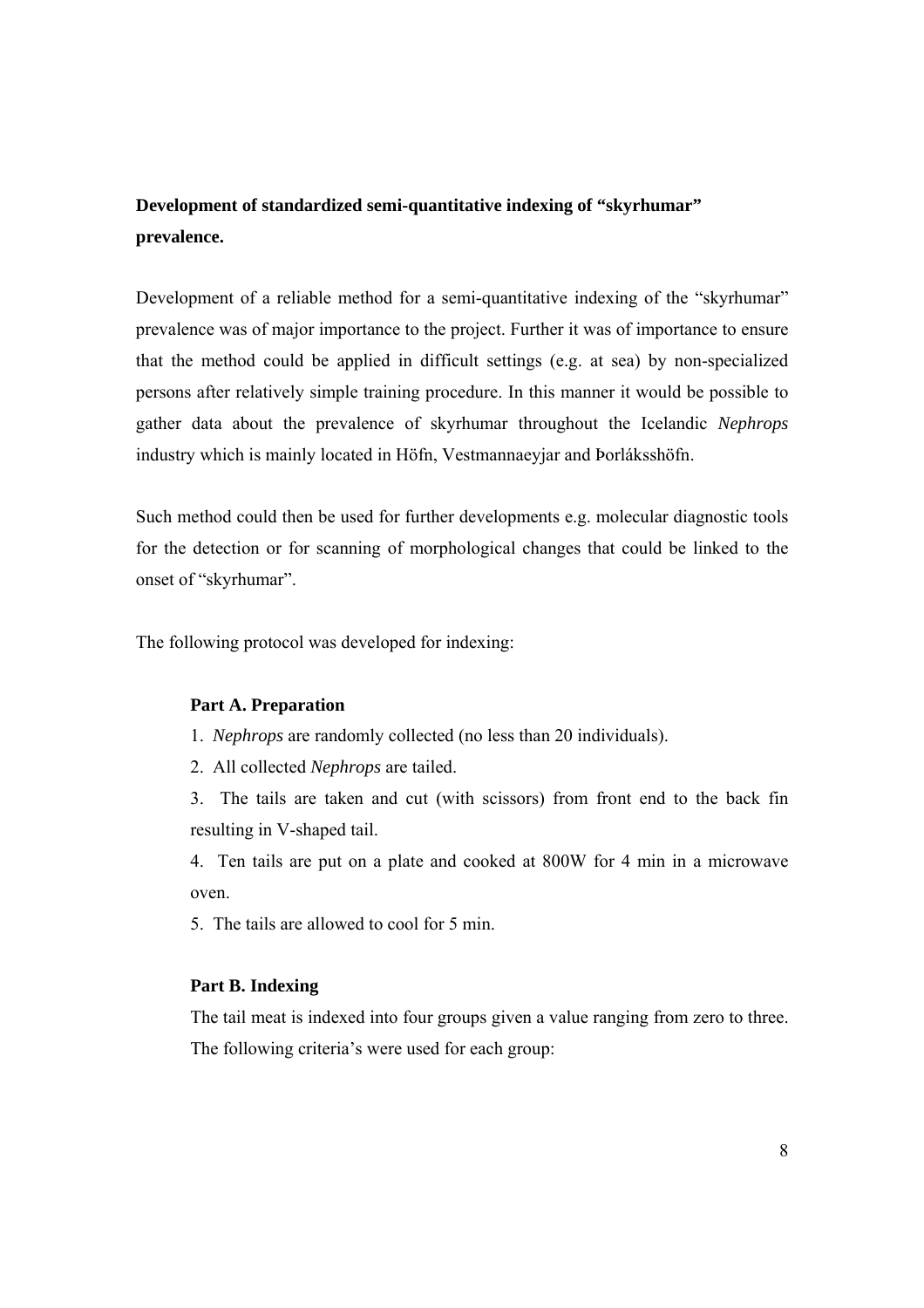## Development of standardized semi-quantitative indexing of "skyrhumar" prevalence.

Development of a reliable method for a semi-quantitative indexing of the "skyrhumar" prevalence was of major importance to the project. Further it was of importance to ensure that the method could be applied in difficult settings (e.g. at sea) by non-specialized persons after relatively simple training procedure. In this manner it would be possible to gather data about the prevalence of skyrhumar throughout the Icelandic *Nephrops* industry which is mainly located in Höfn, Vestmannaeyjar and Þorláksshöfn.

Such method could then be used for further developments e.g. molecular diagnostic tools for the detection or for scanning of morphological changes that could be linked to the onset of "skyrhumar".

The following protocol was developed for indexing:

### Part A. Preparation

1. *Nephrops* are randomly collected (no less than 20 individuals).
2. All collected *Nephrops* are tailed.
3. The tails are taken and cut (with scissors) from front end to the back fin resulting in V-shaped tail.
4. Ten tails are put on a plate and cooked at 800W for 4 min in a microwave oven.
5. The tails are allowed to cool for 5 min.

### Part B. Indexing

The tail meat is indexed into four groups given a value ranging from zero to three. The following criteria's were used for each group: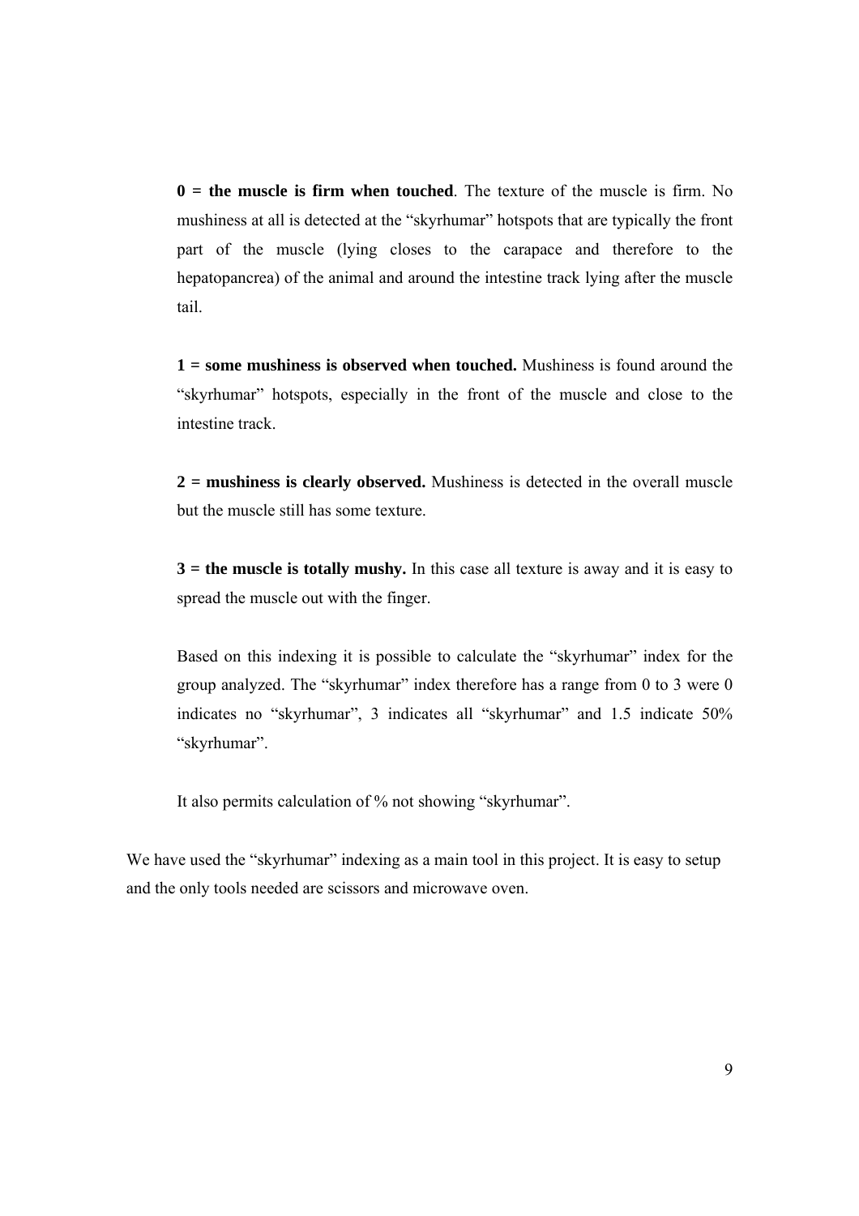**0 = the muscle is firm when touched**. The texture of the muscle is firm. No mushiness at all is detected at the "skyrhumar" hotspots that are typically the front part of the muscle (lying closes to the carapace and therefore to the hepatopancrea) of the animal and around the intestine track lying after the muscle tail.

**1 = some mushiness is observed when touched.** Mushiness is found around the "skyrhumar" hotspots, especially in the front of the muscle and close to the intestine track.

**2 = mushiness is clearly observed.** Mushiness is detected in the overall muscle but the muscle still has some texture.

**3 = the muscle is totally mushy.** In this case all texture is away and it is easy to spread the muscle out with the finger.

Based on this indexing it is possible to calculate the "skyrhumar" index for the group analyzed. The "skyrhumar" index therefore has a range from 0 to 3 were 0 indicates no "skyrhumar", 3 indicates all "skyrhumar" and 1.5 indicate 50% "skyrhumar".

It also permits calculation of % not showing "skyrhumar".

We have used the "skyrhumar" indexing as a main tool in this project. It is easy to setup and the only tools needed are scissors and microwave oven.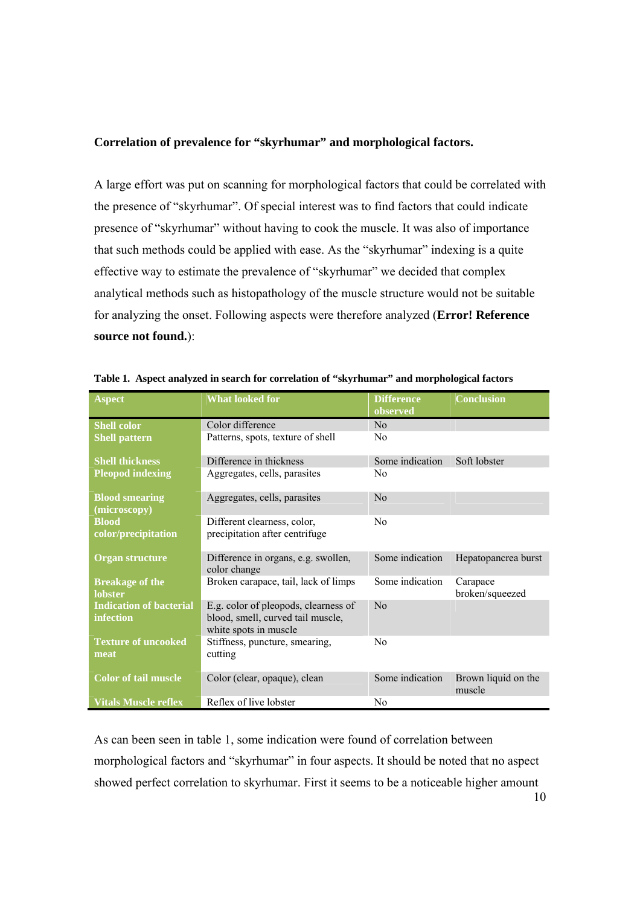**Correlation of prevalence for “skyrhumar” and morphological factors.**

A large effort was put on scanning for morphological factors that could be correlated with the presence of “skyrhumar”. Of special interest was to find factors that could indicate presence of “skyrhumar” without having to cook the muscle. It was also of importance that such methods could be applied with ease. As the “skyrhumar” indexing is a quite effective way to estimate the prevalence of “skyrhumar” we decided that complex analytical methods such as histopathology of the muscle structure would not be suitable for analyzing the onset. Following aspects were therefore analyzed (**Error! Reference source not found.**):

**Table 1. Aspect analyzed in search for correlation of “skyrhumar” and morphological factors**

| Aspect | What looked for | Difference observed | Conclusion |
|---|---|---|---|
| **Shell color** | Color difference | No | |
| **Shell pattern** | Patterns, spots, texture of shell | No | |
| **Shell thickness** | Difference in thickness | Some indication | Soft lobster |
| **Pleopod indexing** | Aggregates, cells, parasites | No | |
| **Blood smearing (microscopy)** | Aggregates, cells, parasites | No | |
| **Blood color/precipitation** | Different clearness, color, precipitation after centrifuge | No | |
| **Organ structure** | Difference in organs, e.g. swollen, color change | Some indication | Hepatopancrea burst |
| **Breakage of the lobster** | Broken carapace, tail, lack of limps | Some indication | Carapace broken/squeezed |
| **Indication of bacterial infection** | E.g. color of pleopods, clearness of blood, smell, curved tail muscle, white spots in muscle | No | |
| **Texture of uncooked meat** | Stiffness, puncture, smearing, cutting | No | |
| **Color of tail muscle** | Color (clear, opaque), clean | Some indication | Brown liquid on the muscle |
| **Vitals Muscle reflex** | Reflex of live lobster | No | |

As can been seen in table 1, some indication were found of correlation between morphological factors and “skyrhumar” in four aspects. It should be noted that no aspect showed perfect correlation to skyrhumar. First it seems to be a noticeable higher amount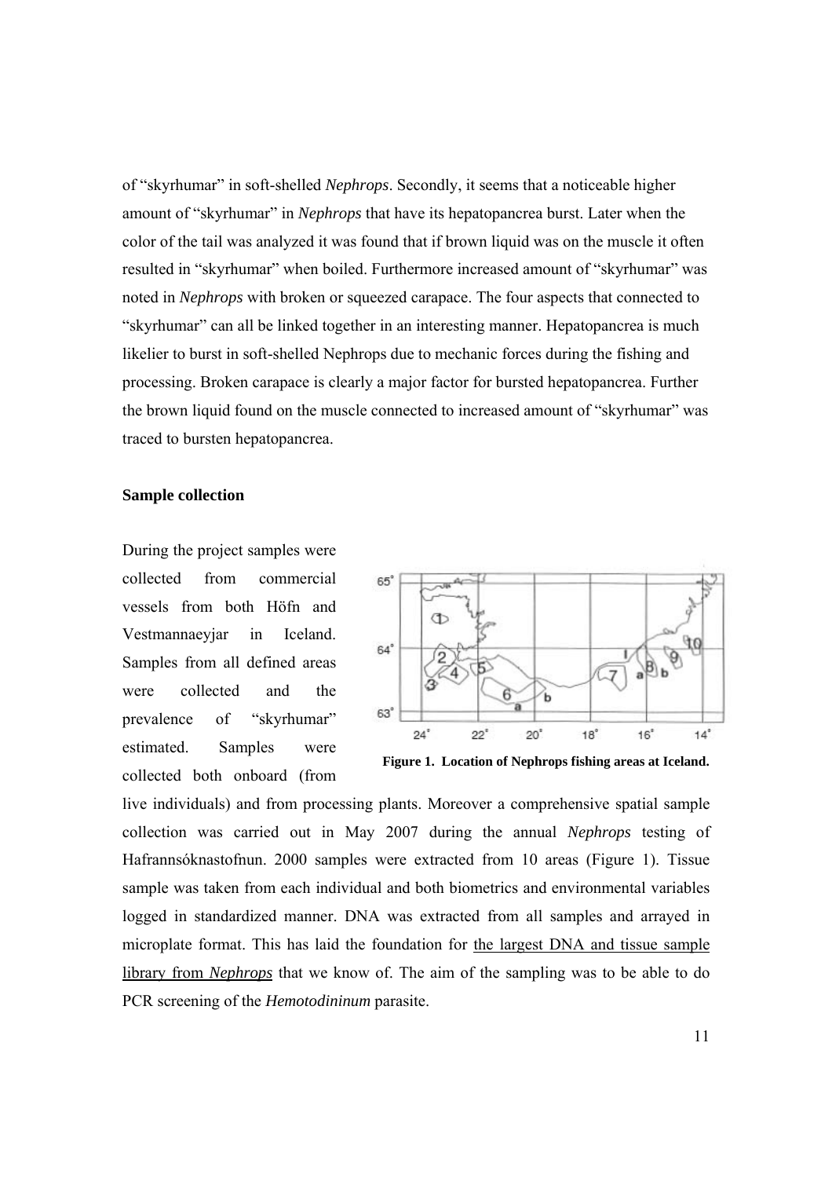of "skyrhumar" in soft-shelled *Nephrops*. Secondly, it seems that a noticeable higher amount of "skyrhumar" in *Nephrops* that have its hepatopancrea burst. Later when the color of the tail was analyzed it was found that if brown liquid was on the muscle it often resulted in "skyrhumar" when boiled. Furthermore increased amount of "skyrhumar" was noted in *Nephrops* with broken or squeezed carapace. The four aspects that connected to "skyrhumar" can all be linked together in an interesting manner. Hepatopancrea is much likelier to burst in soft-shelled Nephrops due to mechanic forces during the fishing and processing. Broken carapace is clearly a major factor for bursted hepatopancrea. Further the brown liquid found on the muscle connected to increased amount of "skyrhumar" was traced to bursten hepatopancrea.

**Sample collection**

During the project samples were collected from commercial vessels from both Höfn and Vestmannaeyjar in Iceland. Samples from all defined areas were collected and the prevalence of "skyrhumar" estimated. Samples were collected both onboard (from live individuals) and from processing plants. Moreover a comprehensive spatial sample collection was carried out in May 2007 during the annual *Nephrops* testing of Hafrannsóknastofnun. 2000 samples were extracted from 10 areas (Figure 1). Tissue sample was taken from each individual and both biometrics and environmental variables logged in standardized manner. DNA was extracted from all samples and arrayed in microplate format. This has laid the foundation for the largest DNA and tissue sample library from *Nephrops* that we know of. The aim of the sampling was to be able to do PCR screening of the *Hemotodininum* parasite.

**Figure 1. Location of Nephrops fishing areas at Iceland.**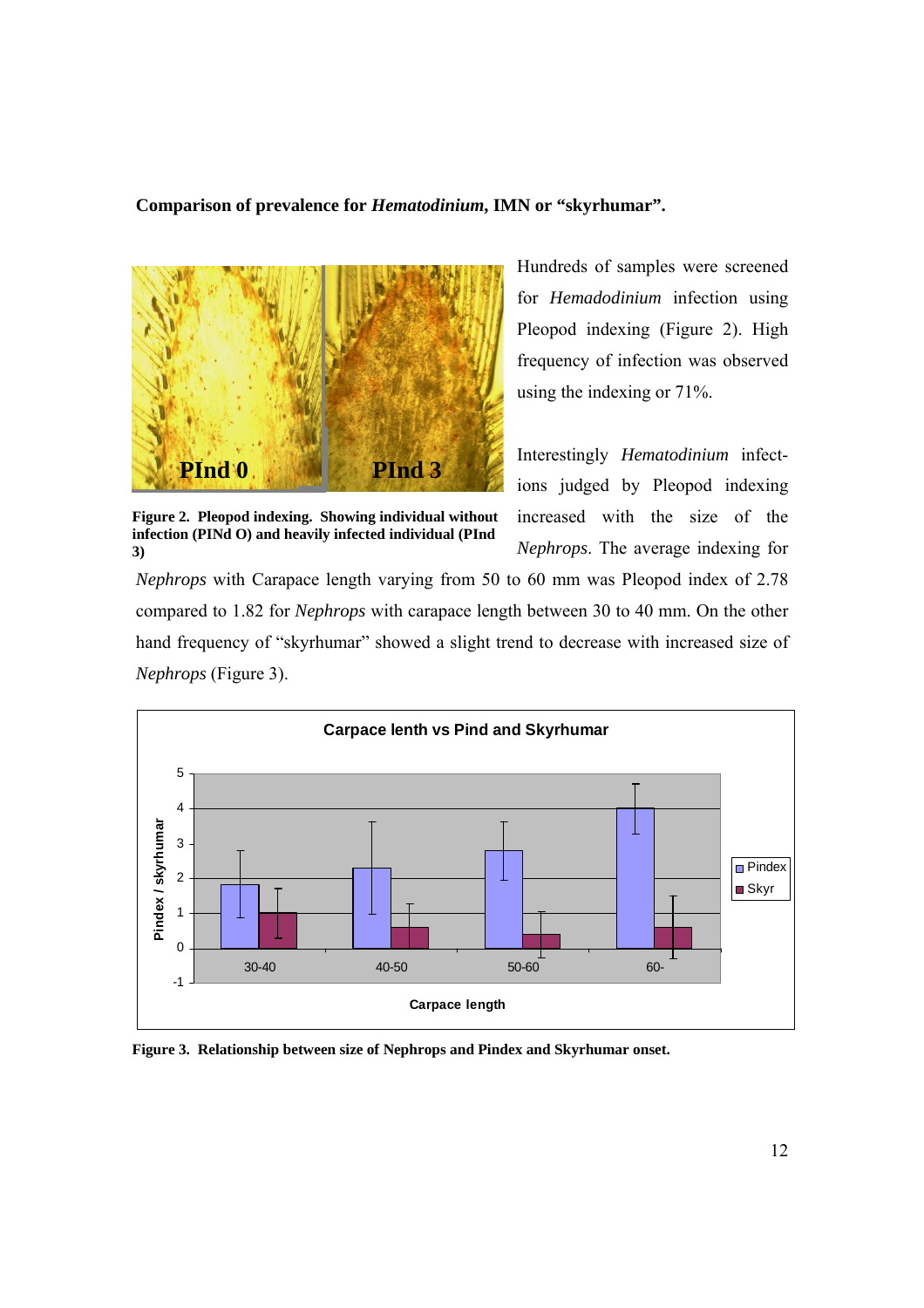**Comparison of prevalence for *Hematodinium*, IMN or "skyrhumar".**

Figure 2. Pleopod indexing. Showing individual without infection (PINd O) and heavily infected individual (PInd 3)

Hundreds of samples were screened for *Hemadodinium* infection using Pleopod indexing (Figure 2). High frequency of infection was observed using the indexing or 71%.

Interestingly *Hematodinium* infections judged by Pleopod indexing increased with the size of the *Nephrops*. The average indexing for *Nephrops* with Carapace length varying from 50 to 60 mm was Pleopod index of 2.78 compared to 1.82 for *Nephrops* with carapace length between 30 to 40 mm. On the other hand frequency of "skyrhumar" showed a slight trend to decrease with increased size of *Nephrops* (Figure 3).

Figure 3. Relationship between size of Nephrops and Pindex and Skyrhumar onset.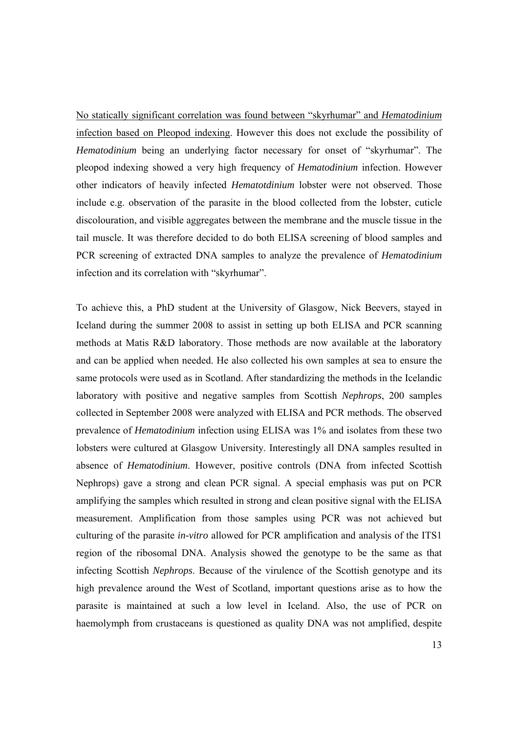<u>No statically significant correlation was found between "skyrhumar" and *Hematodinium* infection based on Pleopod indexing</u>. However this does not exclude the possibility of *Hematodinium* being an underlying factor necessary for onset of "skyrhumar". The pleopod indexing showed a very high frequency of *Hematodinium* infection. However other indicators of heavily infected *Hematotdinium* lobster were not observed. Those include e.g. observation of the parasite in the blood collected from the lobster, cuticle discolouration, and visible aggregates between the membrane and the muscle tissue in the tail muscle. It was therefore decided to do both ELISA screening of blood samples and PCR screening of extracted DNA samples to analyze the prevalence of *Hematodinium* infection and its correlation with "skyrhumar".

To achieve this, a PhD student at the University of Glasgow, Nick Beevers, stayed in Iceland during the summer 2008 to assist in setting up both ELISA and PCR scanning methods at Matis R&D laboratory. Those methods are now available at the laboratory and can be applied when needed. He also collected his own samples at sea to ensure the same protocols were used as in Scotland. After standardizing the methods in the Icelandic laboratory with positive and negative samples from Scottish *Nephrops*, 200 samples collected in September 2008 were analyzed with ELISA and PCR methods. The observed prevalence of *Hematodinium* infection using ELISA was 1% and isolates from these two lobsters were cultured at Glasgow University. Interestingly all DNA samples resulted in absence of *Hematodinium*. However, positive controls (DNA from infected Scottish Nephrops) gave a strong and clean PCR signal. A special emphasis was put on PCR amplifying the samples which resulted in strong and clean positive signal with the ELISA measurement. Amplification from those samples using PCR was not achieved but culturing of the parasite *in-vitro* allowed for PCR amplification and analysis of the ITS1 region of the ribosomal DNA. Analysis showed the genotype to be the same as that infecting Scottish *Nephrops*. Because of the virulence of the Scottish genotype and its high prevalence around the West of Scotland, important questions arise as to how the parasite is maintained at such a low level in Iceland. Also, the use of PCR on haemolymph from crustaceans is questioned as quality DNA was not amplified, despite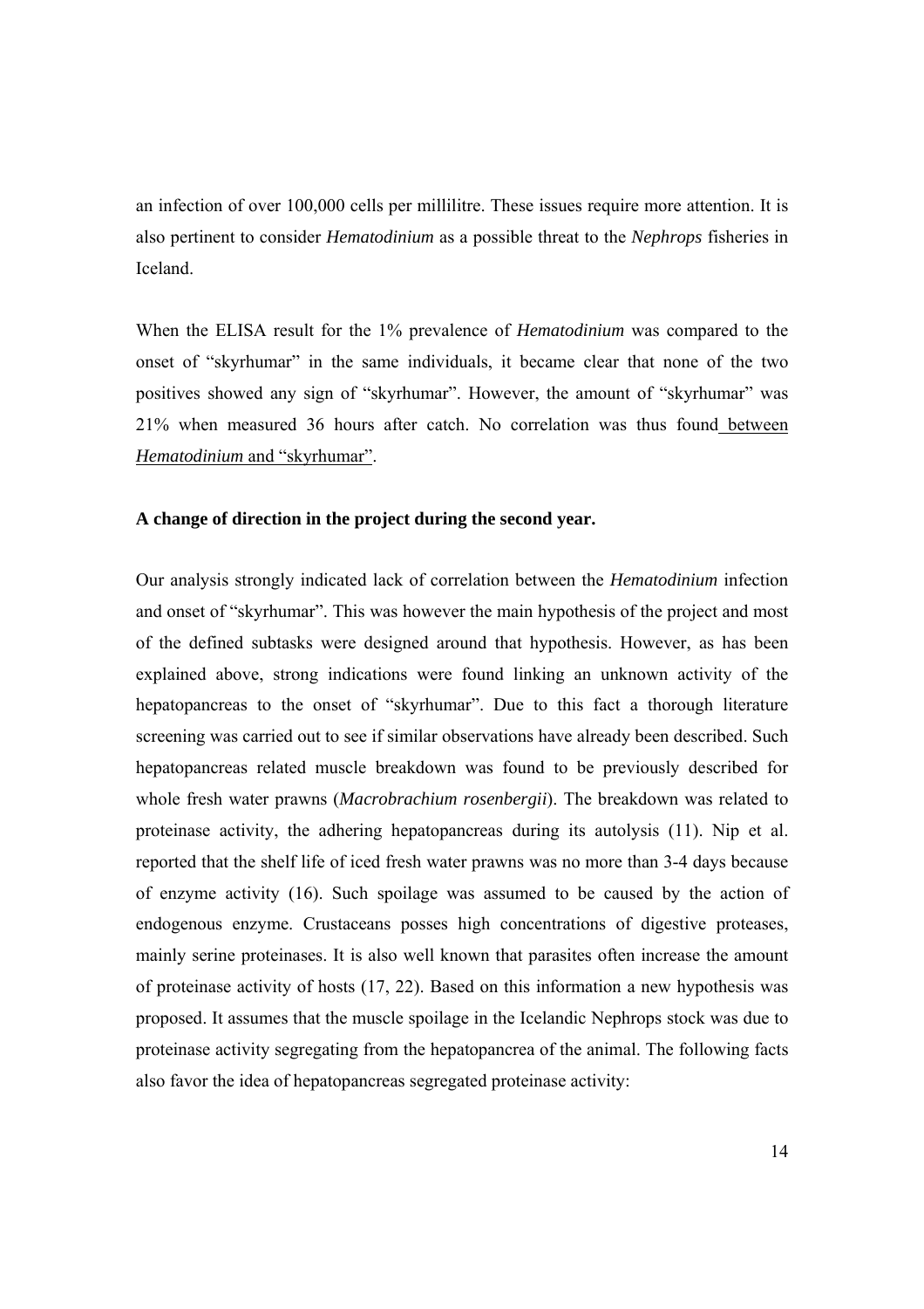an infection of over 100,000 cells per millilitre. These issues require more attention. It is also pertinent to consider *Hematodinium* as a possible threat to the *Nephrops* fisheries in Iceland.

When the ELISA result for the 1% prevalence of *Hematodinium* was compared to the onset of "skyrhumar" in the same individuals, it became clear that none of the two positives showed any sign of "skyrhumar". However, the amount of "skyrhumar" was 21% when measured 36 hours after catch. No correlation was thus found between *Hematodinium* and "skyrhumar".

**A change of direction in the project during the second year.**

Our analysis strongly indicated lack of correlation between the *Hematodinium* infection and onset of "skyrhumar". This was however the main hypothesis of the project and most of the defined subtasks were designed around that hypothesis. However, as has been explained above, strong indications were found linking an unknown activity of the hepatopancreas to the onset of "skyrhumar". Due to this fact a thorough literature screening was carried out to see if similar observations have already been described. Such hepatopancreas related muscle breakdown was found to be previously described for whole fresh water prawns (*Macrobrachium rosenbergii*). The breakdown was related to proteinase activity, the adhering hepatopancreas during its autolysis (11). Nip et al. reported that the shelf life of iced fresh water prawns was no more than 3-4 days because of enzyme activity (16). Such spoilage was assumed to be caused by the action of endogenous enzyme. Crustaceans posses high concentrations of digestive proteases, mainly serine proteinases. It is also well known that parasites often increase the amount of proteinase activity of hosts (17, 22). Based on this information a new hypothesis was proposed. It assumes that the muscle spoilage in the Icelandic Nephrops stock was due to proteinase activity segregating from the hepatopancrea of the animal. The following facts also favor the idea of hepatopancreas segregated proteinase activity: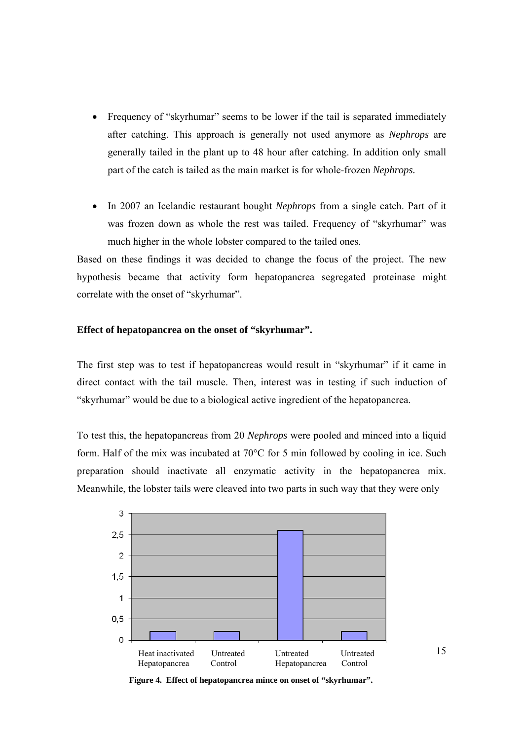- Frequency of "skyrhumar" seems to be lower if the tail is separated immediately after catching. This approach is generally not used anymore as *Nephrops* are generally tailed in the plant up to 48 hour after catching. In addition only small part of the catch is tailed as the main market is for whole-frozen *Nephrops.*

- In 2007 an Icelandic restaurant bought *Nephrops* from a single catch. Part of it was frozen down as whole the rest was tailed. Frequency of "skyrhumar" was much higher in the whole lobster compared to the tailed ones.

Based on these findings it was decided to change the focus of the project. The new hypothesis became that activity form hepatopancrea segregated proteinase might correlate with the onset of "skyrhumar".

**Effect of hepatopancrea on the onset of "skyrhumar".**

The first step was to test if hepatopancreas would result in "skyrhumar" if it came in direct contact with the tail muscle. Then, interest was in testing if such induction of "skyrhumar" would be due to a biological active ingredient of the hepatopancrea.

To test this, the hepatopancreas from 20 *Nephrops* were pooled and minced into a liquid form. Half of the mix was incubated at 70°C for 5 min followed by cooling in ice. Such preparation should inactivate all enzymatic activity in the hepatopancrea mix. Meanwhile, the lobster tails were cleaved into two parts in such way that they were only

**Figure 4. Effect of hepatopancrea mince on onset of "skyrhumar".**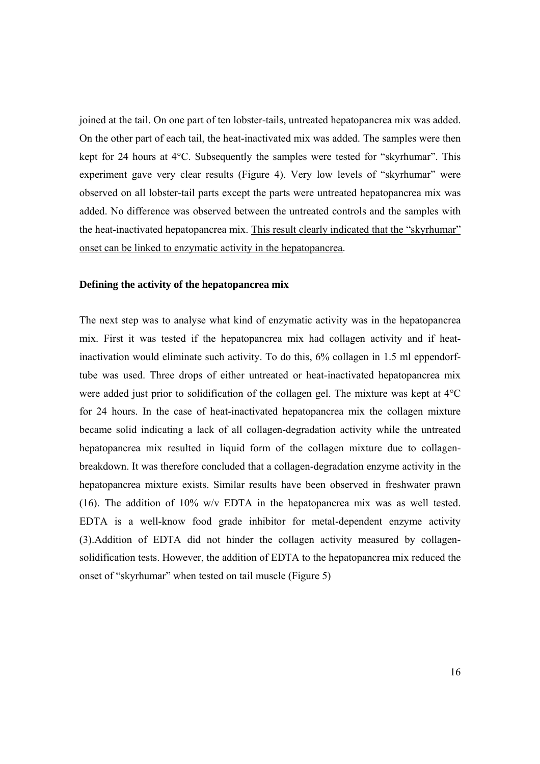joined at the tail. On one part of ten lobster-tails, untreated hepatopancrea mix was added. On the other part of each tail, the heat-inactivated mix was added. The samples were then kept for 24 hours at 4°C. Subsequently the samples were tested for "skyrhumar". This experiment gave very clear results (Figure 4). Very low levels of "skyrhumar" were observed on all lobster-tail parts except the parts were untreated hepatopancrea mix was added. No difference was observed between the untreated controls and the samples with the heat-inactivated hepatopancrea mix. <u>This result clearly indicated that the "skyrhumar" onset can be linked to enzymatic activity in the hepatopancrea</u>.

**Defining the activity of the hepatopancrea mix**

The next step was to analyse what kind of enzymatic activity was in the hepatopancrea mix. First it was tested if the hepatopancrea mix had collagen activity and if heat-inactivation would eliminate such activity. To do this, 6% collagen in 1.5 ml eppendorf-tube was used. Three drops of either untreated or heat-inactivated hepatopancrea mix were added just prior to solidification of the collagen gel. The mixture was kept at 4°C for 24 hours. In the case of heat-inactivated hepatopancrea mix the collagen mixture became solid indicating a lack of all collagen-degradation activity while the untreated hepatopancrea mix resulted in liquid form of the collagen mixture due to collagen-breakdown. It was therefore concluded that a collagen-degradation enzyme activity in the hepatopancrea mixture exists. Similar results have been observed in freshwater prawn (16). The addition of 10% w/v EDTA in the hepatopancrea mix was as well tested. EDTA is a well-know food grade inhibitor for metal-dependent enzyme activity (3).Addition of EDTA did not hinder the collagen activity measured by collagen-solidification tests. However, the addition of EDTA to the hepatopancrea mix reduced the onset of "skyrhumar" when tested on tail muscle (Figure 5)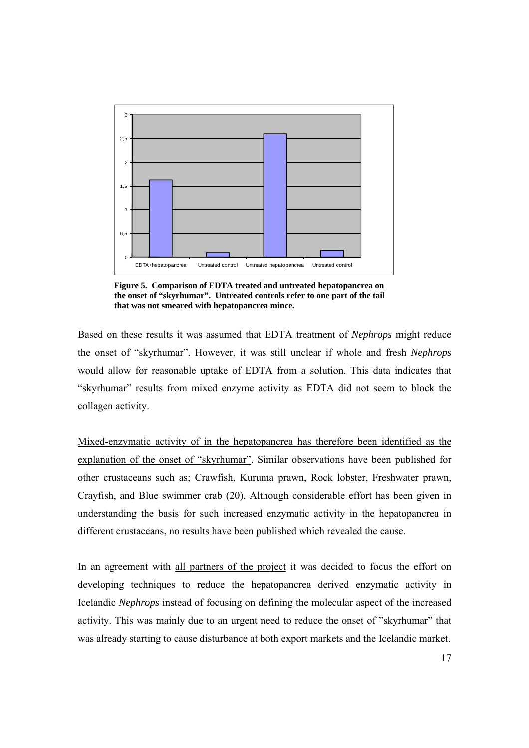**Figure 5. Comparison of EDTA treated and untreated hepatopancrea on the onset of "skyrhumar". Untreated controls refer to one part of the tail that was not smeared with hepatopancrea mince.**

Based on these results it was assumed that EDTA treatment of *Nephrops* might reduce the onset of "skyrhumar". However, it was still unclear if whole and fresh *Nephrops* would allow for reasonable uptake of EDTA from a solution. This data indicates that "skyrhumar" results from mixed enzyme activity as EDTA did not seem to block the collagen activity.

Mixed-enzymatic activity of in the hepatopancrea has therefore been identified as the explanation of the onset of "skyrhumar". Similar observations have been published for other crustaceans such as; Crawfish, Kuruma prawn, Rock lobster, Freshwater prawn, Crayfish, and Blue swimmer crab (20). Although considerable effort has been given in understanding the basis for such increased enzymatic activity in the hepatopancrea in different crustaceans, no results have been published which revealed the cause.

In an agreement with all partners of the project it was decided to focus the effort on developing techniques to reduce the hepatopancrea derived enzymatic activity in Icelandic *Nephrops* instead of focusing on defining the molecular aspect of the increased activity. This was mainly due to an urgent need to reduce the onset of "skyrhumar" that was already starting to cause disturbance at both export markets and the Icelandic market.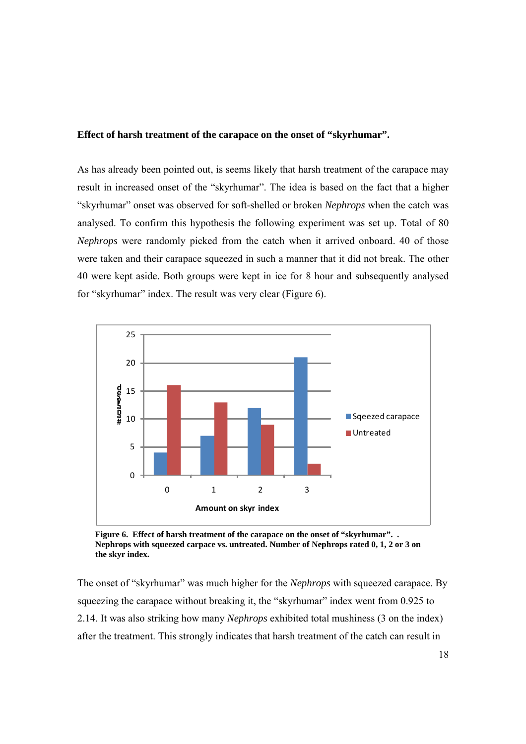**Effect of harsh treatment of the carapace on the onset of "skyrhumar".**

As has already been pointed out, is seems likely that harsh treatment of the carapace may result in increased onset of the "skyrhumar". The idea is based on the fact that a higher "skyrhumar" onset was observed for soft-shelled or broken *Nephrops* when the catch was analysed. To confirm this hypothesis the following experiment was set up. Total of 80 *Nephrops* were randomly picked from the catch when it arrived onboard. 40 of those were taken and their carapace squeezed in such a manner that it did not break. The other 40 were kept aside. Both groups were kept in ice for 8 hour and subsequently analysed for "skyrhumar" index. The result was very clear (Figure 6).

**Figure 6. Effect of harsh treatment of the carapace on the onset of "skyrhumar". . Nephrops with squeezed carpace vs. untreated. Number of Nephrops rated 0, 1, 2 or 3 on the skyr index.**

The onset of "skyrhumar" was much higher for the *Nephrops* with squeezed carapace. By squeezing the carapace without breaking it, the "skyrhumar" index went from 0.925 to 2.14. It was also striking how many *Nephrops* exhibited total mushiness (3 on the index) after the treatment. This strongly indicates that harsh treatment of the catch can result in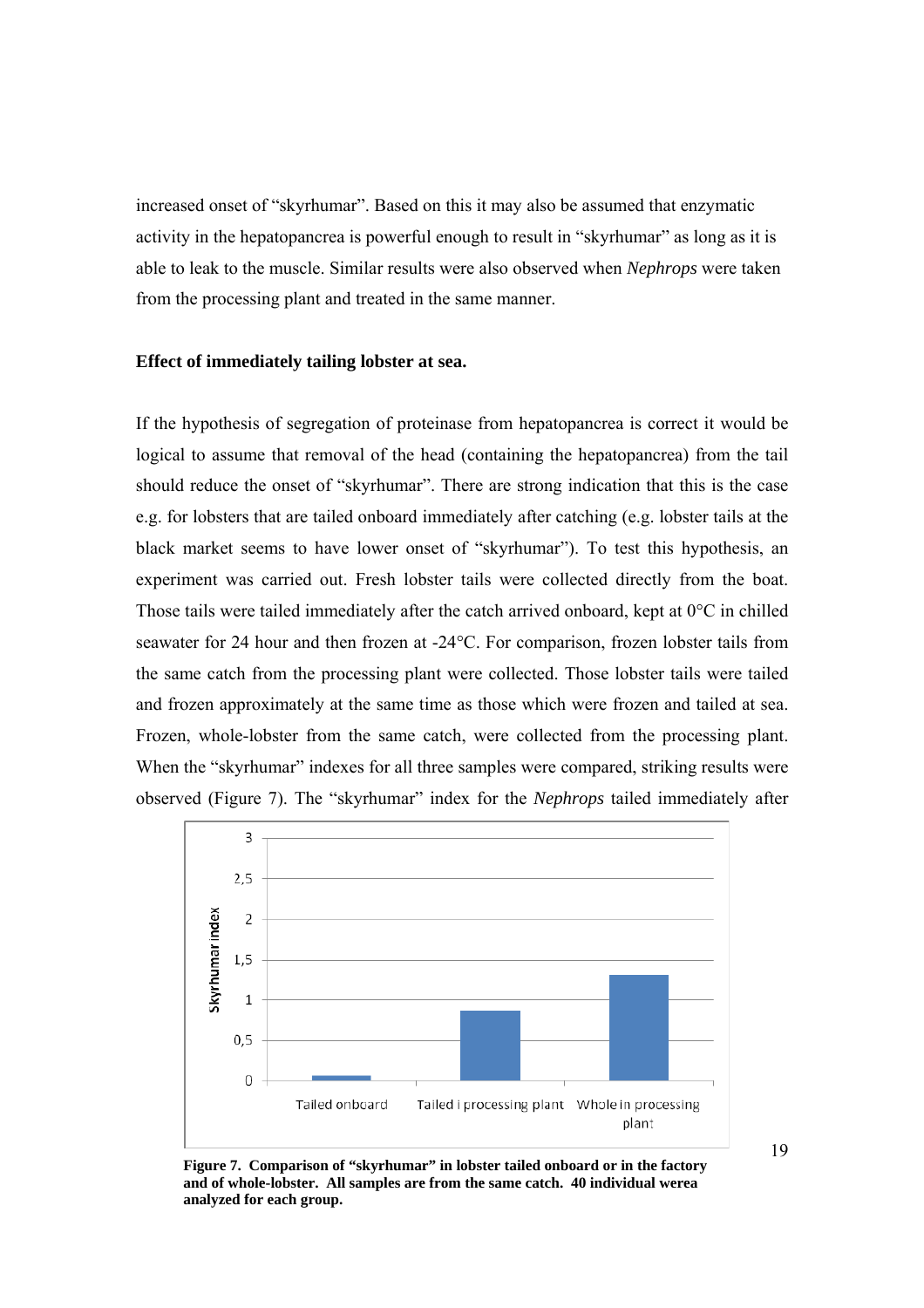increased onset of "skyrhumar". Based on this it may also be assumed that enzymatic activity in the hepatopancrea is powerful enough to result in "skyrhumar" as long as it is able to leak to the muscle. Similar results were also observed when *Nephrops* were taken from the processing plant and treated in the same manner.

### Effect of immediately tailing lobster at sea.

If the hypothesis of segregation of proteinase from hepatopancrea is correct it would be logical to assume that removal of the head (containing the hepatopancrea) from the tail should reduce the onset of "skyrhumar". There are strong indication that this is the case e.g. for lobsters that are tailed onboard immediately after catching (e.g. lobster tails at the black market seems to have lower onset of "skyrhumar"). To test this hypothesis, an experiment was carried out. Fresh lobster tails were collected directly from the boat. Those tails were tailed immediately after the catch arrived onboard, kept at 0°C in chilled seawater for 24 hour and then frozen at -24°C. For comparison, frozen lobster tails from the same catch from the processing plant were collected. Those lobster tails were tailed and frozen approximately at the same time as those which were frozen and tailed at sea. Frozen, whole-lobster from the same catch, were collected from the processing plant. When the "skyrhumar" indexes for all three samples were compared, striking results were observed (Figure 7). The "skyrhumar" index for the *Nephrops* tailed immediately after

**Figure 7. Comparison of "skyrhumar" in lobster tailed onboard or in the factory and of whole-lobster. All samples are from the same catch. 40 individual werea analyzed for each group.**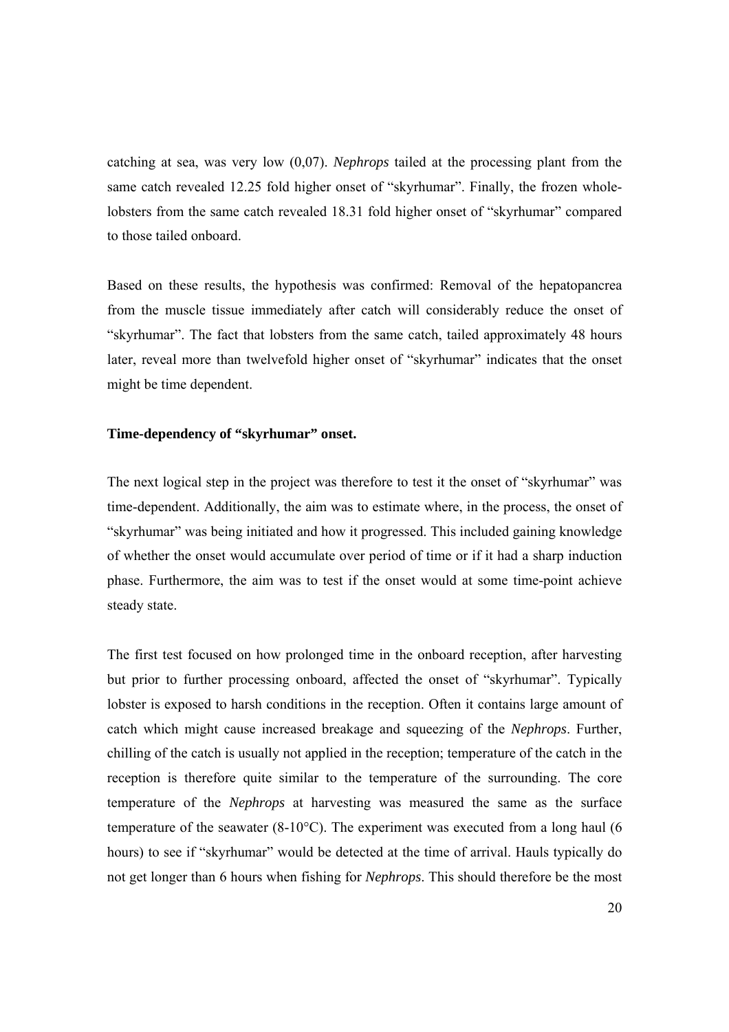catching at sea, was very low (0,07). *Nephrops* tailed at the processing plant from the same catch revealed 12.25 fold higher onset of "skyrhumar". Finally, the frozen whole-lobsters from the same catch revealed 18.31 fold higher onset of "skyrhumar" compared to those tailed onboard.

Based on these results, the hypothesis was confirmed: Removal of the hepatopancrea from the muscle tissue immediately after catch will considerably reduce the onset of "skyrhumar". The fact that lobsters from the same catch, tailed approximately 48 hours later, reveal more than twelvefold higher onset of "skyrhumar" indicates that the onset might be time dependent.

**Time-dependency of "skyrhumar" onset.**

The next logical step in the project was therefore to test it the onset of "skyrhumar" was time-dependent. Additionally, the aim was to estimate where, in the process, the onset of "skyrhumar" was being initiated and how it progressed. This included gaining knowledge of whether the onset would accumulate over period of time or if it had a sharp induction phase. Furthermore, the aim was to test if the onset would at some time-point achieve steady state.

The first test focused on how prolonged time in the onboard reception, after harvesting but prior to further processing onboard, affected the onset of "skyrhumar". Typically lobster is exposed to harsh conditions in the reception. Often it contains large amount of catch which might cause increased breakage and squeezing of the *Nephrops*. Further, chilling of the catch is usually not applied in the reception; temperature of the catch in the reception is therefore quite similar to the temperature of the surrounding. The core temperature of the *Nephrops* at harvesting was measured the same as the surface temperature of the seawater (8-10°C). The experiment was executed from a long haul (6 hours) to see if "skyrhumar" would be detected at the time of arrival. Hauls typically do not get longer than 6 hours when fishing for *Nephrops*. This should therefore be the most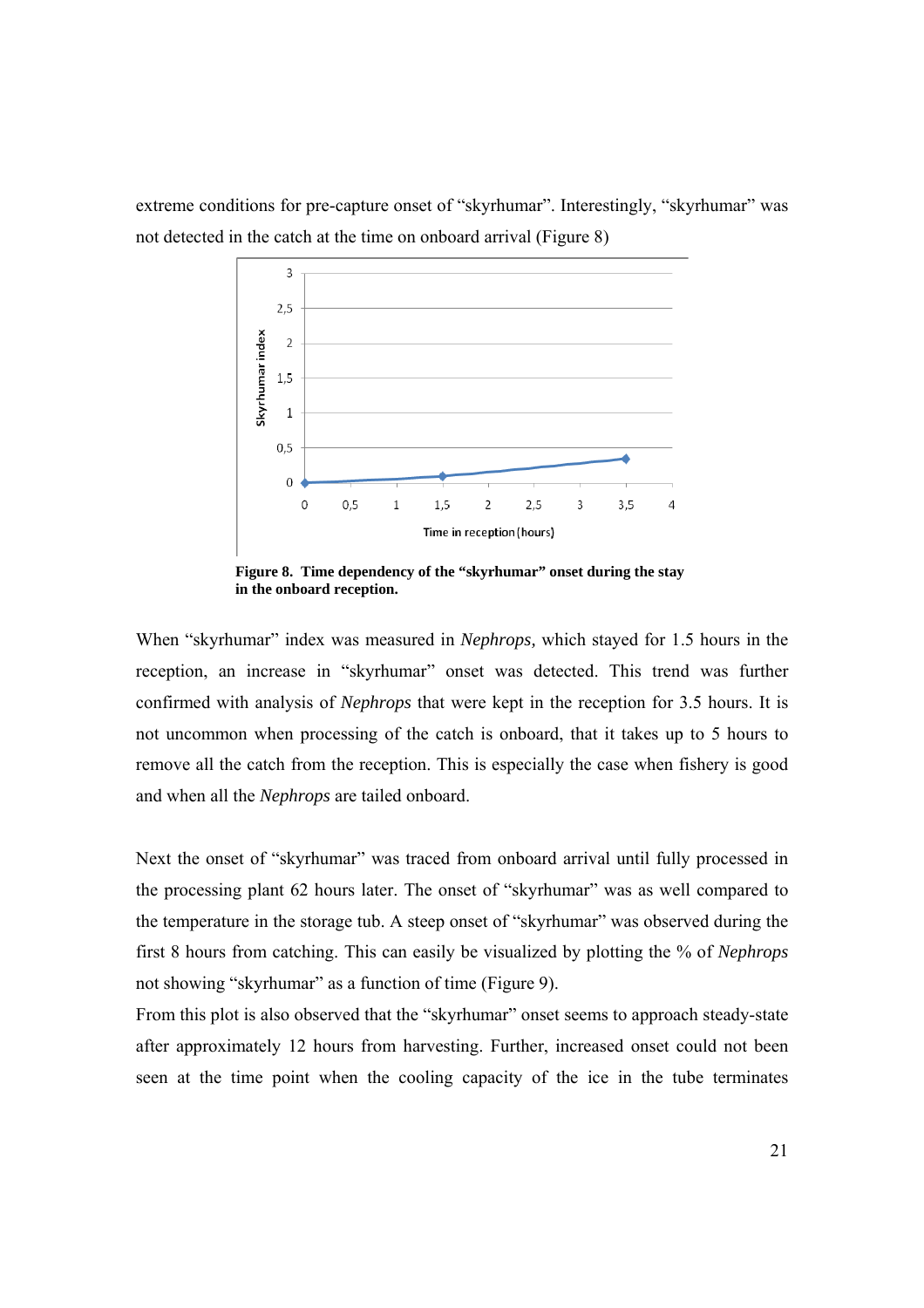extreme conditions for pre-capture onset of "skyrhumar". Interestingly, "skyrhumar" was not detected in the catch at the time on onboard arrival (Figure 8)

**Figure 8. Time dependency of the "skyrhumar" onset during the stay in the onboard reception.**

When "skyrhumar" index was measured in *Nephrops*, which stayed for 1.5 hours in the reception, an increase in "skyrhumar" onset was detected. This trend was further confirmed with analysis of *Nephrops* that were kept in the reception for 3.5 hours. It is not uncommon when processing of the catch is onboard, that it takes up to 5 hours to remove all the catch from the reception. This is especially the case when fishery is good and when all the *Nephrops* are tailed onboard.

Next the onset of "skyrhumar" was traced from onboard arrival until fully processed in the processing plant 62 hours later. The onset of "skyrhumar" was as well compared to the temperature in the storage tub. A steep onset of "skyrhumar" was observed during the first 8 hours from catching. This can easily be visualized by plotting the % of *Nephrops* not showing "skyrhumar" as a function of time (Figure 9).

From this plot is also observed that the "skyrhumar" onset seems to approach steady-state after approximately 12 hours from harvesting. Further, increased onset could not been seen at the time point when the cooling capacity of the ice in the tube terminates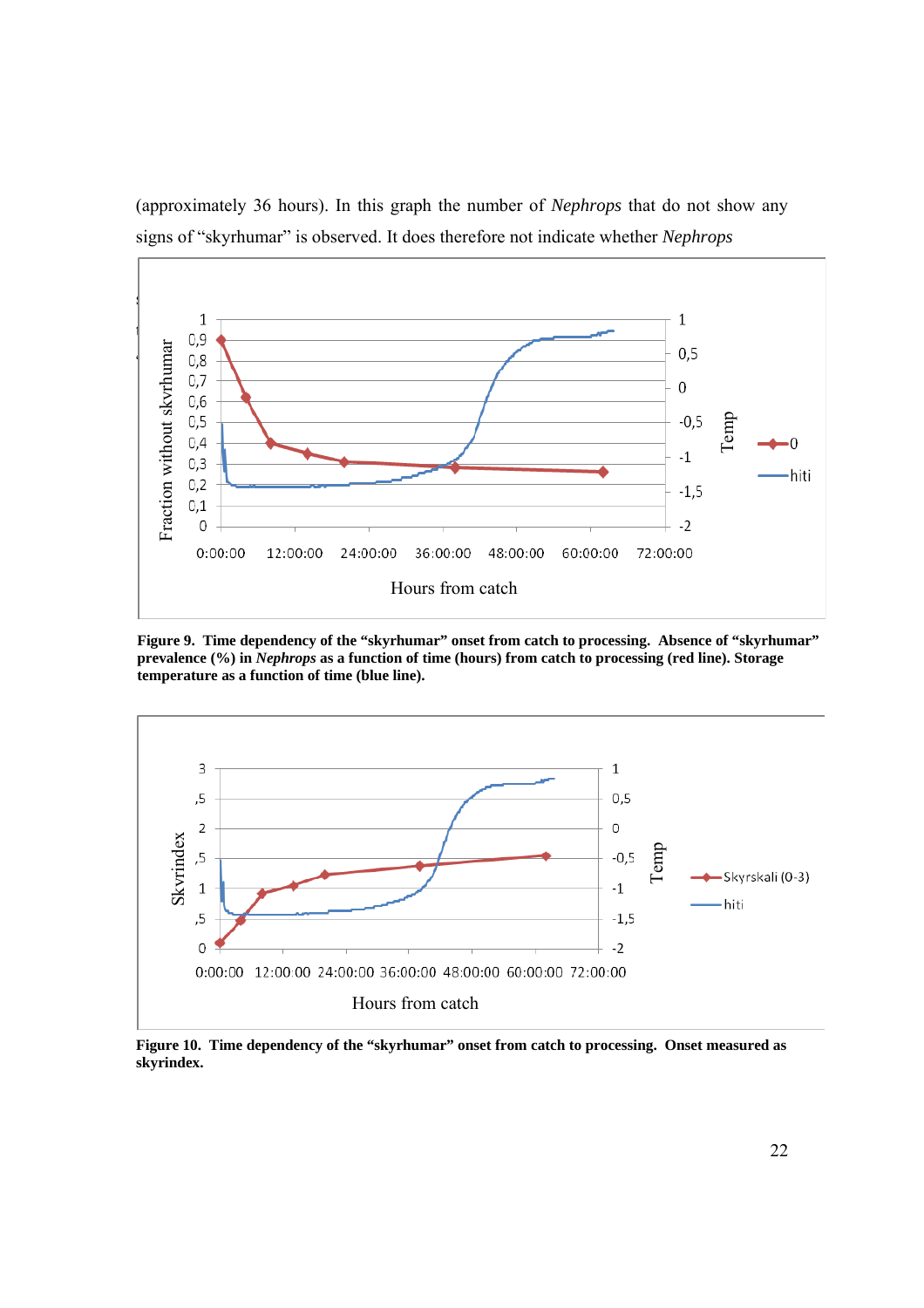(approximately 36 hours). In this graph the number of *Nephrops* that do not show any signs of "skyrhumar" is observed. It does therefore not indicate whether *Nephrops*

**Figure 9. Time dependency of the "skyrhumar" onset from catch to processing. Absence of "skyrhumar" prevalence (%) in *Nephrops* as a function of time (hours) from catch to processing (red line). Storage temperature as a function of time (blue line).**

**Figure 10. Time dependency of the "skyrhumar" onset from catch to processing. Onset measured as skyrindex.**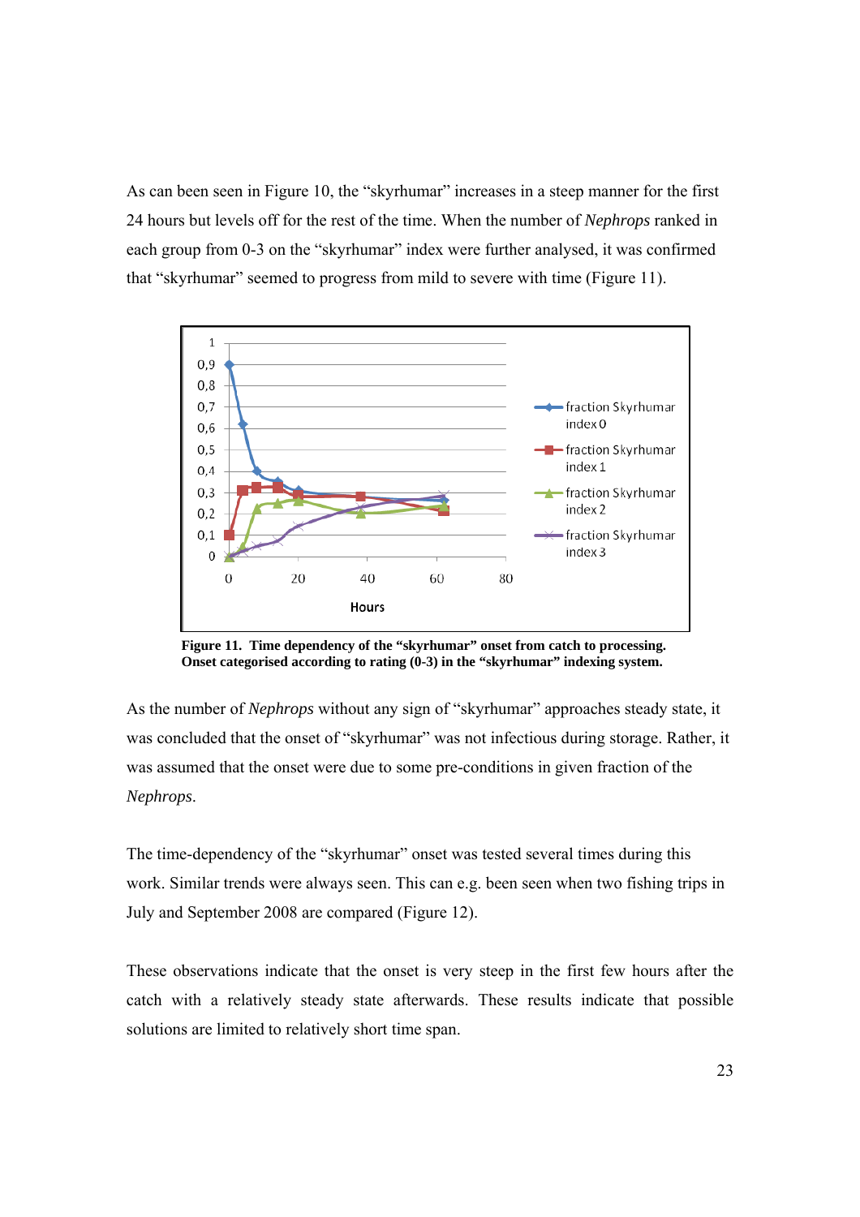As can been seen in Figure 10, the "skyrhumar" increases in a steep manner for the first 24 hours but levels off for the rest of the time. When the number of *Nephrops* ranked in each group from 0-3 on the "skyrhumar" index were further analysed, it was confirmed that "skyrhumar" seemed to progress from mild to severe with time (Figure 11).

**Figure 11. Time dependency of the "skyrhumar" onset from catch to processing. Onset categorised according to rating (0-3) in the "skyrhumar" indexing system.**

As the number of *Nephrops* without any sign of "skyrhumar" approaches steady state, it was concluded that the onset of "skyrhumar" was not infectious during storage. Rather, it was assumed that the onset were due to some pre-conditions in given fraction of the *Nephrops*.

The time-dependency of the "skyrhumar" onset was tested several times during this work. Similar trends were always seen. This can e.g. been seen when two fishing trips in July and September 2008 are compared (Figure 12).

These observations indicate that the onset is very steep in the first few hours after the catch with a relatively steady state afterwards. These results indicate that possible solutions are limited to relatively short time span.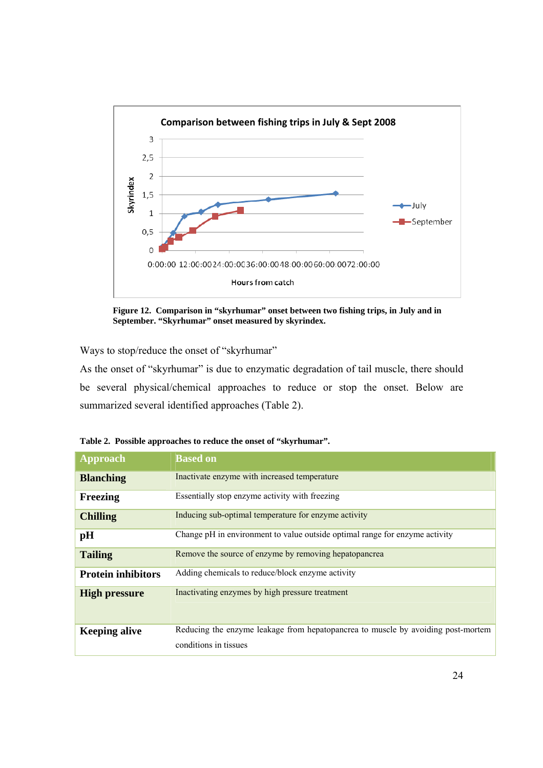**Figure 12. Comparison in "skyrhumar" onset between two fishing trips, in July and in September. "Skyrhumar" onset measured by skyrindex.**

Ways to stop/reduce the onset of "skyrhumar"

As the onset of "skyrhumar" is due to enzymatic degradation of tail muscle, there should be several physical/chemical approaches to reduce or stop the onset. Below are summarized several identified approaches (Table 2).

**Table 2. Possible approaches to reduce the onset of "skyrhumar".**

| Approach | Based on |
|---|---|
| **Blanching** | Inactivate enzyme with increased temperature |
| **Freezing** | Essentially stop enzyme activity with freezing |
| **Chilling** | Inducing sub-optimal temperature for enzyme activity |
| **pH** | Change pH in environment to value outside optimal range for enzyme activity |
| **Tailing** | Remove the source of enzyme by removing hepatopancrea |
| **Protein inhibitors** | Adding chemicals to reduce/block enzyme activity |
| **High pressure** | Inactivating enzymes by high pressure treatment |
| **Keeping alive** | Reducing the enzyme leakage from hepatopancrea to muscle by avoiding post-mortem conditions in tissues |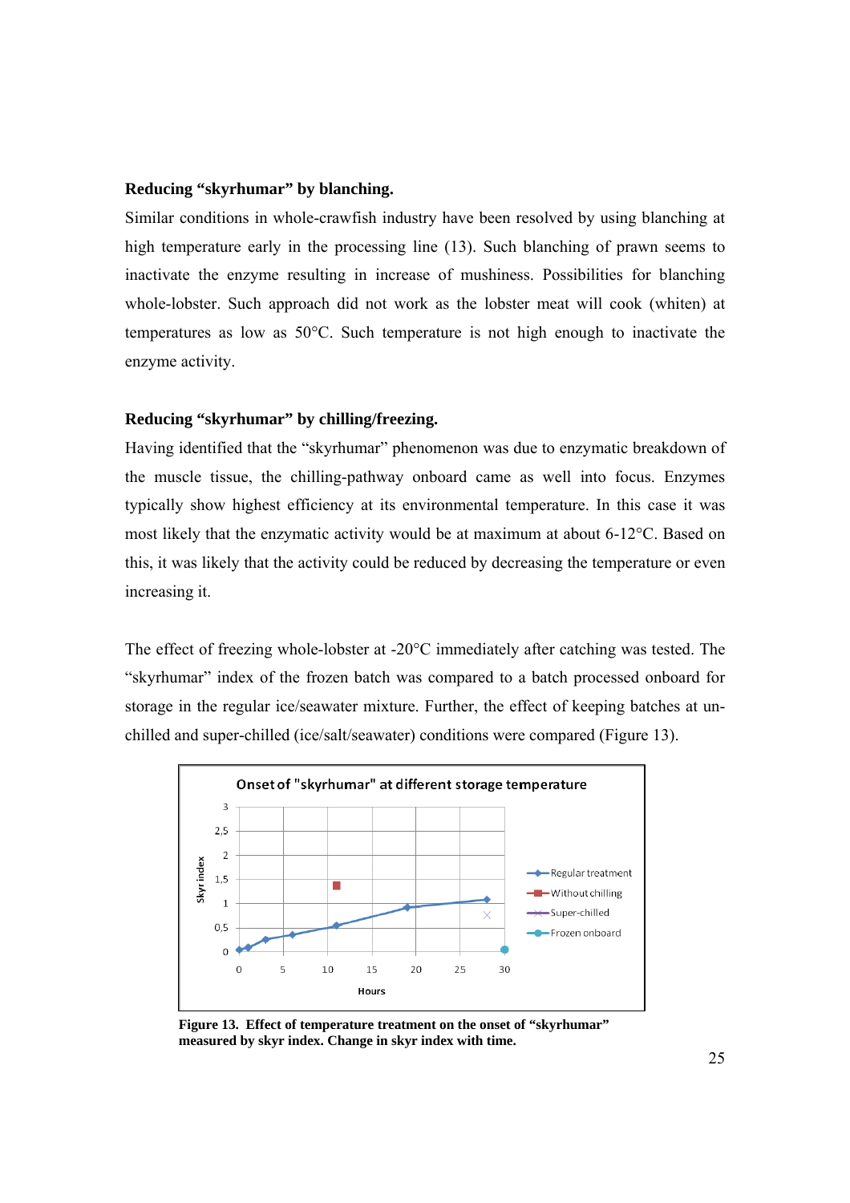**Reducing “skyrhumar” by blanching.**

Similar conditions in whole-crawfish industry have been resolved by using blanching at high temperature early in the processing line (13). Such blanching of prawn seems to inactivate the enzyme resulting in increase of mushiness. Possibilities for blanching whole-lobster. Such approach did not work as the lobster meat will cook (whiten) at temperatures as low as 50°C. Such temperature is not high enough to inactivate the enzyme activity.

**Reducing “skyrhumar” by chilling/freezing.**

Having identified that the “skyrhumar” phenomenon was due to enzymatic breakdown of the muscle tissue, the chilling-pathway onboard came as well into focus. Enzymes typically show highest efficiency at its environmental temperature. In this case it was most likely that the enzymatic activity would be at maximum at about 6-12°C. Based on this, it was likely that the activity could be reduced by decreasing the temperature or even increasing it.

The effect of freezing whole-lobster at -20°C immediately after catching was tested. The “skyrhumar” index of the frozen batch was compared to a batch processed onboard for storage in the regular ice/seawater mixture. Further, the effect of keeping batches at un-chilled and super-chilled (ice/salt/seawater) conditions were compared (Figure 13).

**Figure 13. Effect of temperature treatment on the onset of “skyrhumar” measured by skyr index. Change in skyr index with time.**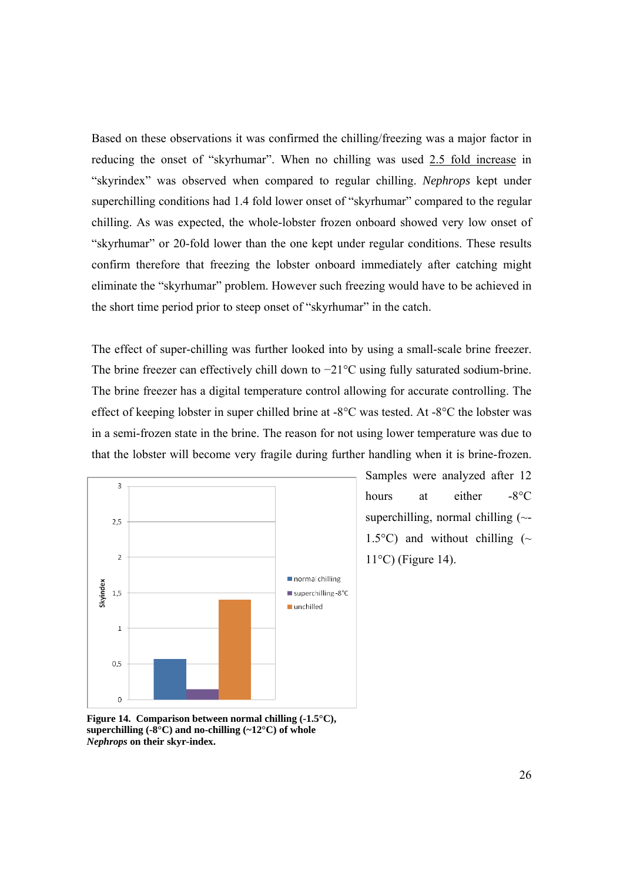Based on these observations it was confirmed the chilling/freezing was a major factor in reducing the onset of “skyrhumar”. When no chilling was used 2.5 fold increase in “skyrindex” was observed when compared to regular chilling. *Nephrops* kept under superchilling conditions had 1.4 fold lower onset of “skyrhumar” compared to the regular chilling. As was expected, the whole-lobster frozen onboard showed very low onset of “skyrhumar” or 20-fold lower than the one kept under regular conditions. These results confirm therefore that freezing the lobster onboard immediately after catching might eliminate the “skyrhumar” problem. However such freezing would have to be achieved in the short time period prior to steep onset of “skyrhumar” in the catch.

The effect of super-chilling was further looked into by using a small-scale brine freezer. The brine freezer can effectively chill down to −21°C using fully saturated sodium-brine. The brine freezer has a digital temperature control allowing for accurate controlling. The effect of keeping lobster in super chilled brine at -8°C was tested. At -8°C the lobster was in a semi-frozen state in the brine. The reason for not using lower temperature was due to that the lobster will become very fragile during further handling when it is brine-frozen. Samples were analyzed after 12 hours at either -8°C superchilling, normal chilling (~-1.5°C) and without chilling (~ 11°C) (Figure 14).

**Figure 14. Comparison between normal chilling (-1.5°C), superchilling (-8°C) and no-chilling (~12°C) of whole *Nephrops* on their skyr-index.**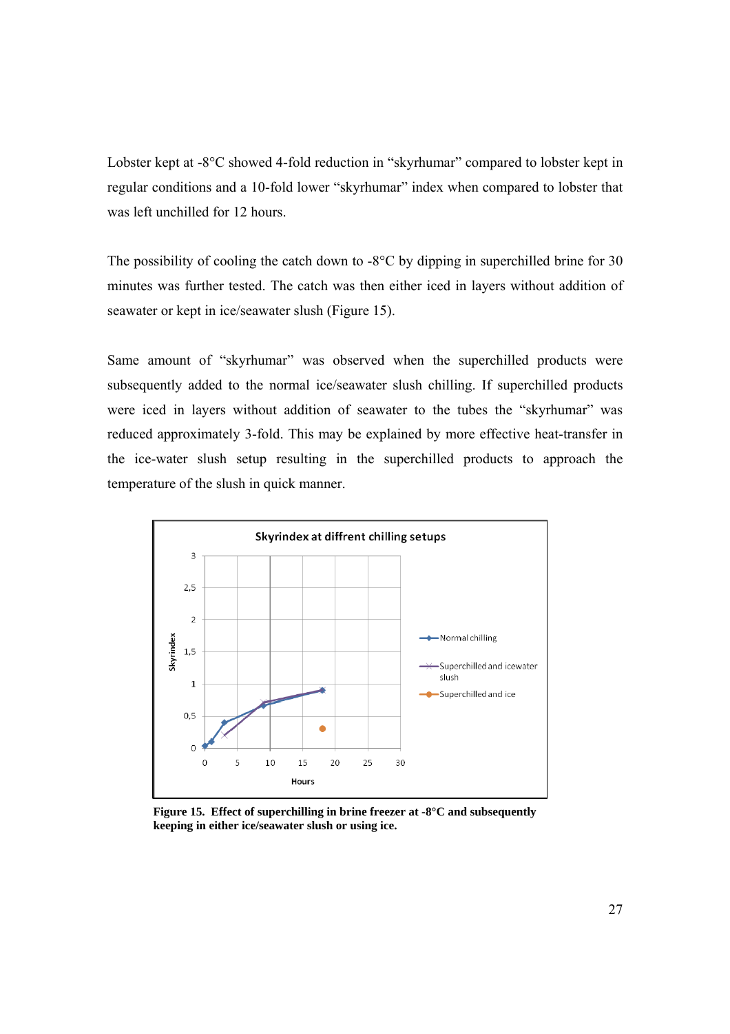Lobster kept at -8°C showed 4-fold reduction in "skyrhumar" compared to lobster kept in regular conditions and a 10-fold lower "skyrhumar" index when compared to lobster that was left unchilled for 12 hours.

The possibility of cooling the catch down to -8°C by dipping in superchilled brine for 30 minutes was further tested. The catch was then either iced in layers without addition of seawater or kept in ice/seawater slush (Figure 15).

Same amount of "skyrhumar" was observed when the superchilled products were subsequently added to the normal ice/seawater slush chilling. If superchilled products were iced in layers without addition of seawater to the tubes the "skyrhumar" was reduced approximately 3-fold. This may be explained by more effective heat-transfer in the ice-water slush setup resulting in the superchilled products to approach the temperature of the slush in quick manner.

**Figure 15. Effect of superchilling in brine freezer at -8°C and subsequently keeping in either ice/seawater slush or using ice.**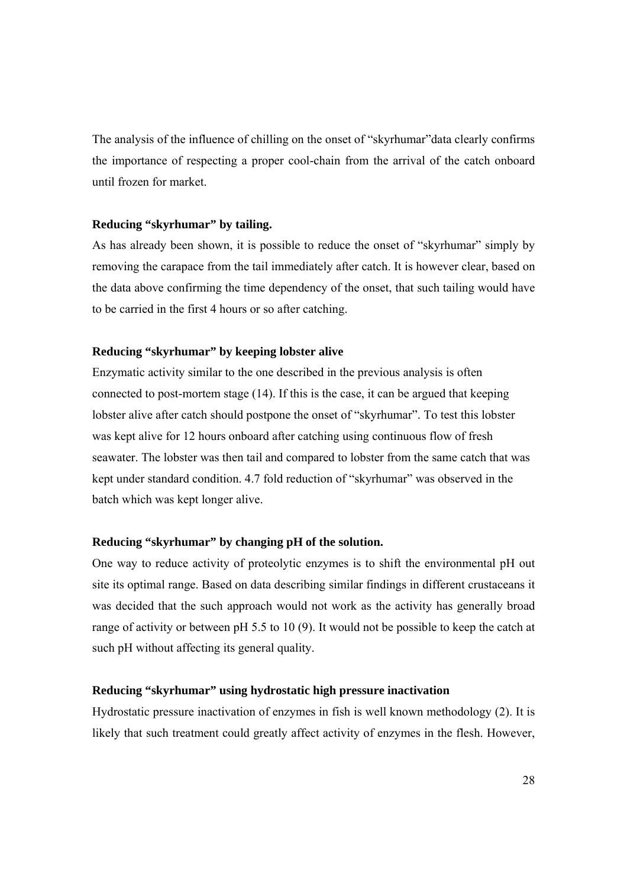The analysis of the influence of chilling on the onset of “skyrhumar”data clearly confirms the importance of respecting a proper cool-chain from the arrival of the catch onboard until frozen for market.

**Reducing “skyrhumar” by tailing.**

As has already been shown, it is possible to reduce the onset of “skyrhumar” simply by removing the carapace from the tail immediately after catch. It is however clear, based on the data above confirming the time dependency of the onset, that such tailing would have to be carried in the first 4 hours or so after catching.

**Reducing “skyrhumar” by keeping lobster alive**

Enzymatic activity similar to the one described in the previous analysis is often connected to post-mortem stage (14). If this is the case, it can be argued that keeping lobster alive after catch should postpone the onset of “skyrhumar”. To test this lobster was kept alive for 12 hours onboard after catching using continuous flow of fresh seawater. The lobster was then tail and compared to lobster from the same catch that was kept under standard condition. 4.7 fold reduction of “skyrhumar” was observed in the batch which was kept longer alive.

**Reducing “skyrhumar” by changing pH of the solution.**

One way to reduce activity of proteolytic enzymes is to shift the environmental pH out site its optimal range. Based on data describing similar findings in different crustaceans it was decided that the such approach would not work as the activity has generally broad range of activity or between pH 5.5 to 10 (9). It would not be possible to keep the catch at such pH without affecting its general quality.

**Reducing “skyrhumar” using hydrostatic high pressure inactivation**

Hydrostatic pressure inactivation of enzymes in fish is well known methodology (2). It is likely that such treatment could greatly affect activity of enzymes in the flesh. However,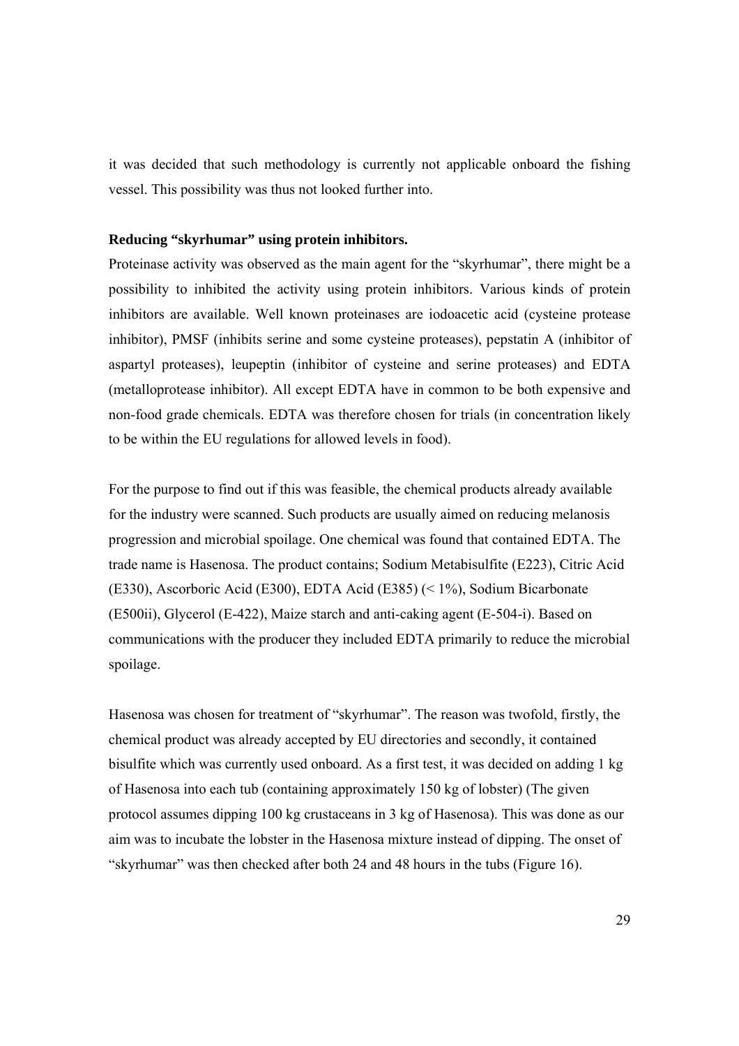it was decided that such methodology is currently not applicable onboard the fishing vessel. This possibility was thus not looked further into.

**Reducing "skyrhumar" using protein inhibitors.**

Proteinase activity was observed as the main agent for the "skyrhumar", there might be a possibility to inhibited the activity using protein inhibitors. Various kinds of protein inhibitors are available. Well known proteinases are iodoacetic acid (cysteine protease inhibitor), PMSF (inhibits serine and some cysteine proteases), pepstatin A (inhibitor of aspartyl proteases), leupeptin (inhibitor of cysteine and serine proteases) and EDTA (metalloprotease inhibitor). All except EDTA have in common to be both expensive and non-food grade chemicals. EDTA was therefore chosen for trials (in concentration likely to be within the EU regulations for allowed levels in food).

For the purpose to find out if this was feasible, the chemical products already available for the industry were scanned. Such products are usually aimed on reducing melanosis progression and microbial spoilage. One chemical was found that contained EDTA. The trade name is Hasenosa. The product contains; Sodium Metabisulfite (E223), Citric Acid (E330), Ascorboric Acid (E300), EDTA Acid (E385) (< 1%), Sodium Bicarbonate (E500ii), Glycerol (E-422), Maize starch and anti-caking agent (E-504-i). Based on communications with the producer they included EDTA primarily to reduce the microbial spoilage.

Hasenosa was chosen for treatment of "skyrhumar". The reason was twofold, firstly, the chemical product was already accepted by EU directories and secondly, it contained bisulfite which was currently used onboard. As a first test, it was decided on adding 1 kg of Hasenosa into each tub (containing approximately 150 kg of lobster) (The given protocol assumes dipping 100 kg crustaceans in 3 kg of Hasenosa). This was done as our aim was to incubate the lobster in the Hasenosa mixture instead of dipping. The onset of "skyrhumar" was then checked after both 24 and 48 hours in the tubs (Figure 16).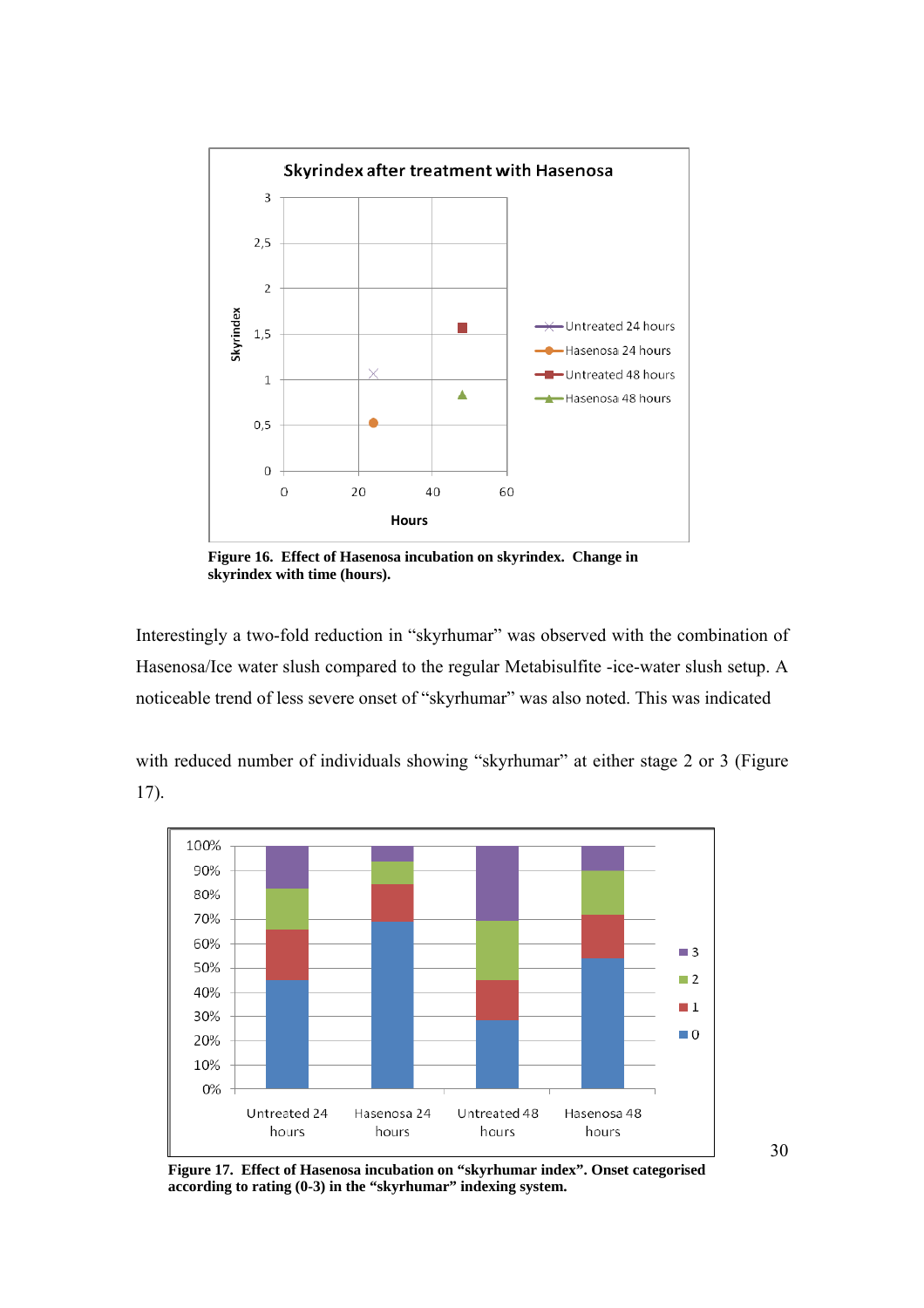**Figure 16. Effect of Hasenosa incubation on skyrindex. Change in skyrindex with time (hours).**

Interestingly a two-fold reduction in "skyrhumar" was observed with the combination of Hasenosa/Ice water slush compared to the regular Metabisulfite -ice-water slush setup. A noticeable trend of less severe onset of "skyrhumar" was also noted. This was indicated

with reduced number of individuals showing "skyrhumar" at either stage 2 or 3 (Figure 17).

**Figure 17. Effect of Hasenosa incubation on "skyrhumar index". Onset categorised according to rating (0-3) in the "skyrhumar" indexing system.**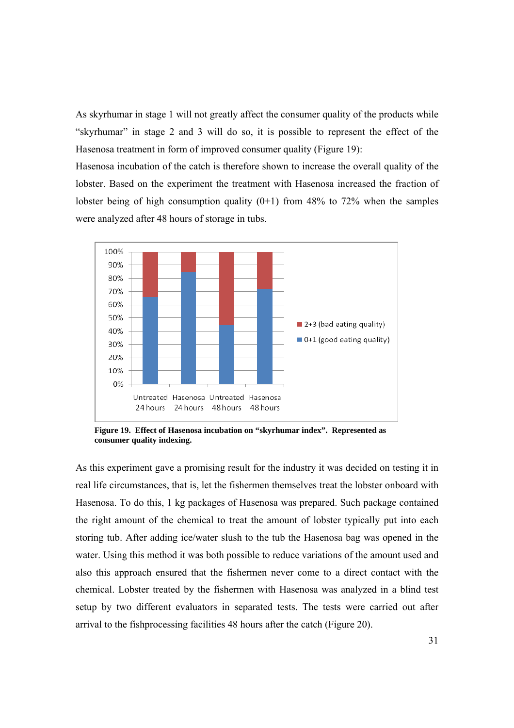As skyrhumar in stage 1 will not greatly affect the consumer quality of the products while "skyrhumar" in stage 2 and 3 will do so, it is possible to represent the effect of the Hasenosa treatment in form of improved consumer quality (Figure 19):

Hasenosa incubation of the catch is therefore shown to increase the overall quality of the lobster. Based on the experiment the treatment with Hasenosa increased the fraction of lobster being of high consumption quality (0+1) from 48% to 72% when the samples were analyzed after 48 hours of storage in tubs.

**Figure 19. Effect of Hasenosa incubation on "skyrhumar index". Represented as consumer quality indexing.**

As this experiment gave a promising result for the industry it was decided on testing it in real life circumstances, that is, let the fishermen themselves treat the lobster onboard with Hasenosa. To do this, 1 kg packages of Hasenosa was prepared. Such package contained the right amount of the chemical to treat the amount of lobster typically put into each storing tub. After adding ice/water slush to the tub the Hasenosa bag was opened in the water. Using this method it was both possible to reduce variations of the amount used and also this approach ensured that the fishermen never come to a direct contact with the chemical. Lobster treated by the fishermen with Hasenosa was analyzed in a blind test setup by two different evaluators in separated tests. The tests were carried out after arrival to the fishprocessing facilities 48 hours after the catch (Figure 20).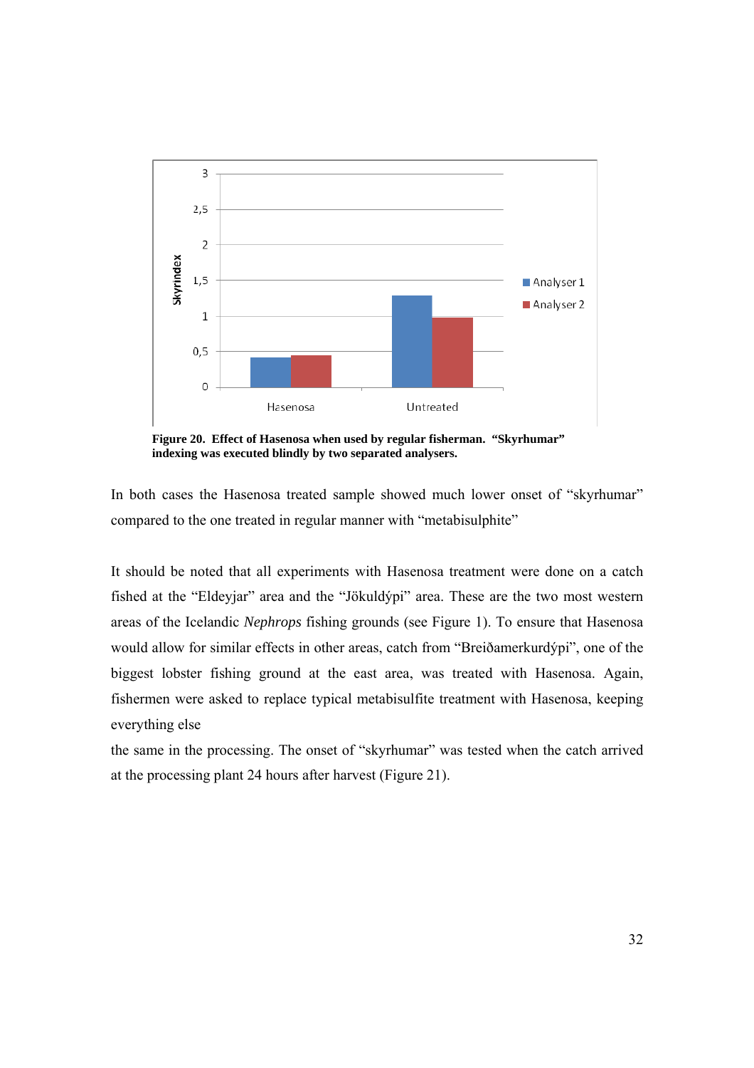**Figure 20. Effect of Hasenosa when used by regular fisherman. "Skyrhumar" indexing was executed blindly by two separated analysers.**

In both cases the Hasenosa treated sample showed much lower onset of "skyrhumar" compared to the one treated in regular manner with "metabisulphite"

It should be noted that all experiments with Hasenosa treatment were done on a catch fished at the "Eldeyjar" area and the "Jökuldýpi" area. These are the two most western areas of the Icelandic *Nephrops* fishing grounds (see Figure 1). To ensure that Hasenosa would allow for similar effects in other areas, catch from "Breiðamerkurdýpi", one of the biggest lobster fishing ground at the east area, was treated with Hasenosa. Again, fishermen were asked to replace typical metabisulfite treatment with Hasenosa, keeping everything else

the same in the processing. The onset of "skyrhumar" was tested when the catch arrived at the processing plant 24 hours after harvest (Figure 21).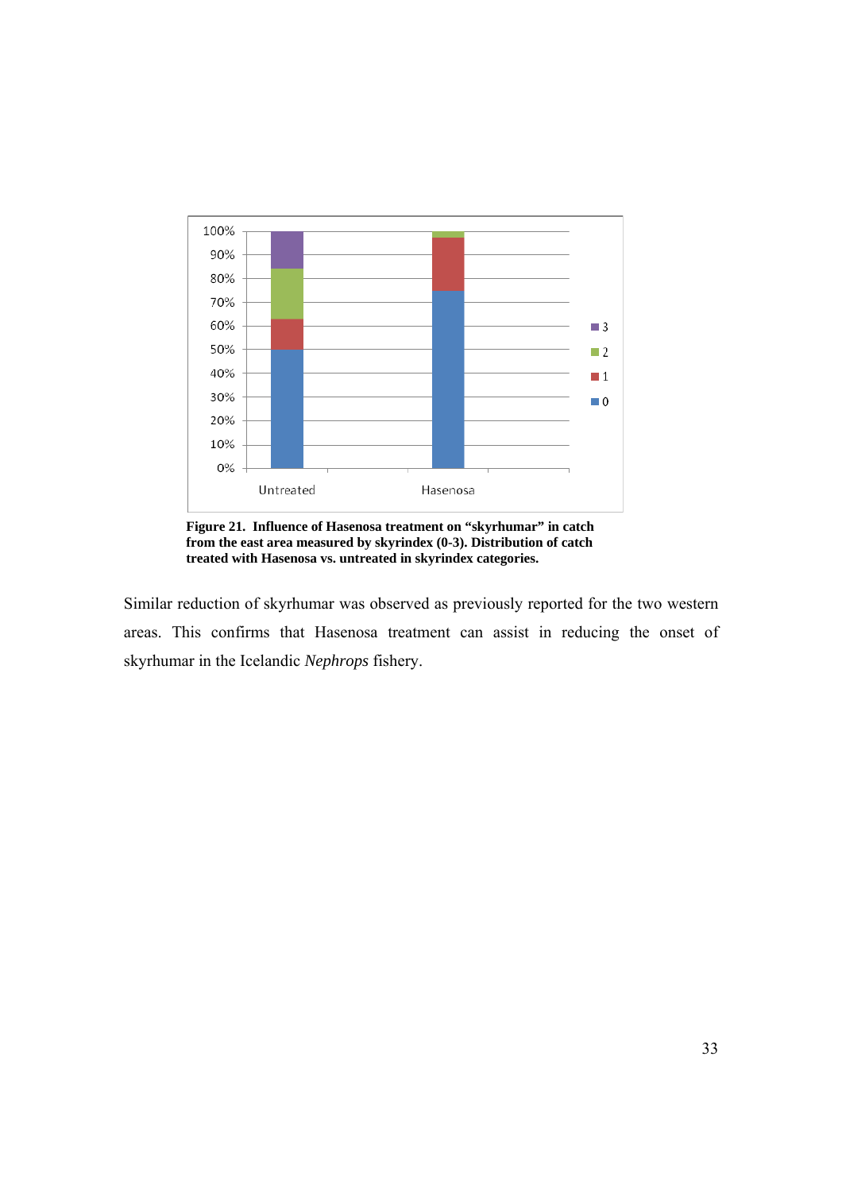**Figure 21. Influence of Hasenosa treatment on “skyrhumar” in catch from the east area measured by skyrindex (0-3). Distribution of catch treated with Hasenosa vs. untreated in skyrindex categories.**

Similar reduction of skyrhumar was observed as previously reported for the two western areas. This confirms that Hasenosa treatment can assist in reducing the onset of skyrhumar in the Icelandic *Nephrops* fishery.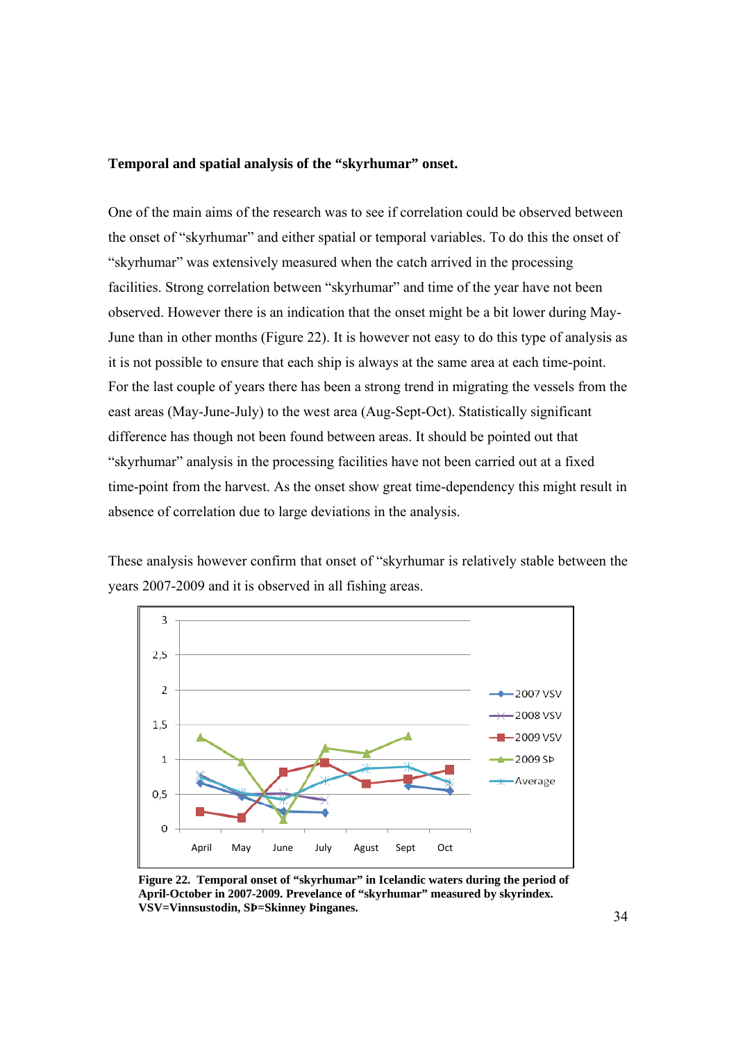**Temporal and spatial analysis of the "skyrhumar" onset.**

One of the main aims of the research was to see if correlation could be observed between the onset of "skyrhumar" and either spatial or temporal variables. To do this the onset of "skyrhumar" was extensively measured when the catch arrived in the processing facilities. Strong correlation between "skyrhumar" and time of the year have not been observed. However there is an indication that the onset might be a bit lower during May-June than in other months (Figure 22). It is however not easy to do this type of analysis as it is not possible to ensure that each ship is always at the same area at each time-point. For the last couple of years there has been a strong trend in migrating the vessels from the east areas (May-June-July) to the west area (Aug-Sept-Oct). Statistically significant difference has though not been found between areas. It should be pointed out that "skyrhumar" analysis in the processing facilities have not been carried out at a fixed time-point from the harvest. As the onset show great time-dependency this might result in absence of correlation due to large deviations in the analysis.

These analysis however confirm that onset of "skyrhumar is relatively stable between the years 2007-2009 and it is observed in all fishing areas.

**Figure 22. Temporal onset of "skyrhumar" in Icelandic waters during the period of April-October in 2007-2009. Prevalence of "skyrhumar" measured by skyrindex. VSV=Vinnsustodin, SÞ=Skinney Þinganes.**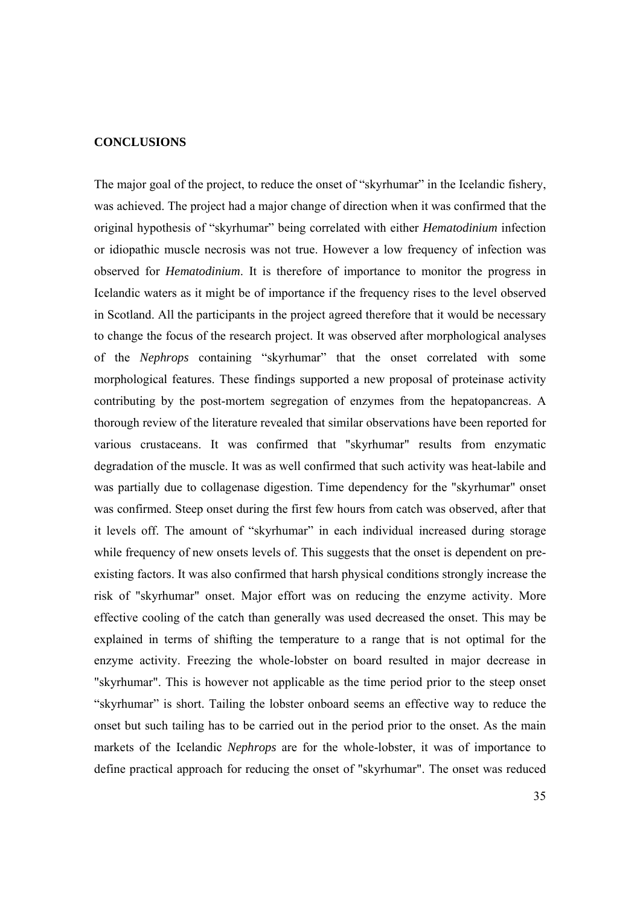## CONCLUSIONS

The major goal of the project, to reduce the onset of "skyrhumar" in the Icelandic fishery, was achieved. The project had a major change of direction when it was confirmed that the original hypothesis of "skyrhumar" being correlated with either *Hematodinium* infection or idiopathic muscle necrosis was not true. However a low frequency of infection was observed for *Hematodinium*. It is therefore of importance to monitor the progress in Icelandic waters as it might be of importance if the frequency rises to the level observed in Scotland. All the participants in the project agreed therefore that it would be necessary to change the focus of the research project. It was observed after morphological analyses of the *Nephrops* containing "skyrhumar" that the onset correlated with some morphological features. These findings supported a new proposal of proteinase activity contributing by the post-mortem segregation of enzymes from the hepatopancreas. A thorough review of the literature revealed that similar observations have been reported for various crustaceans. It was confirmed that "skyrhumar" results from enzymatic degradation of the muscle. It was as well confirmed that such activity was heat-labile and was partially due to collagenase digestion. Time dependency for the "skyrhumar" onset was confirmed. Steep onset during the first few hours from catch was observed, after that it levels off. The amount of "skyrhumar" in each individual increased during storage while frequency of new onsets levels of. This suggests that the onset is dependent on pre-existing factors. It was also confirmed that harsh physical conditions strongly increase the risk of "skyrhumar" onset. Major effort was on reducing the enzyme activity. More effective cooling of the catch than generally was used decreased the onset. This may be explained in terms of shifting the temperature to a range that is not optimal for the enzyme activity. Freezing the whole-lobster on board resulted in major decrease in "skyrhumar". This is however not applicable as the time period prior to the steep onset "skyrhumar" is short. Tailing the lobster onboard seems an effective way to reduce the onset but such tailing has to be carried out in the period prior to the onset. As the main markets of the Icelandic *Nephrops* are for the whole-lobster, it was of importance to define practical approach for reducing the onset of "skyrhumar". The onset was reduced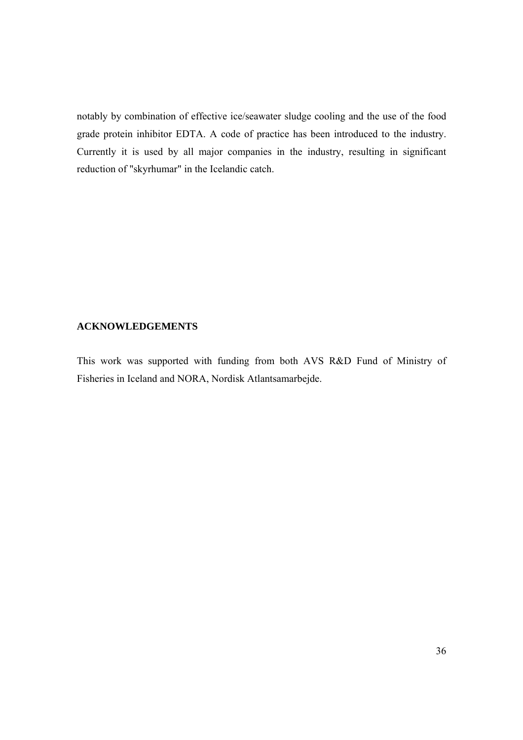notably by combination of effective ice/seawater sludge cooling and the use of the food grade protein inhibitor EDTA. A code of practice has been introduced to the industry. Currently it is used by all major companies in the industry, resulting in significant reduction of "skyrhumar" in the Icelandic catch.

## ACKNOWLEDGEMENTS

This work was supported with funding from both AVS R&D Fund of Ministry of Fisheries in Iceland and NORA, Nordisk Atlantsamarbejde.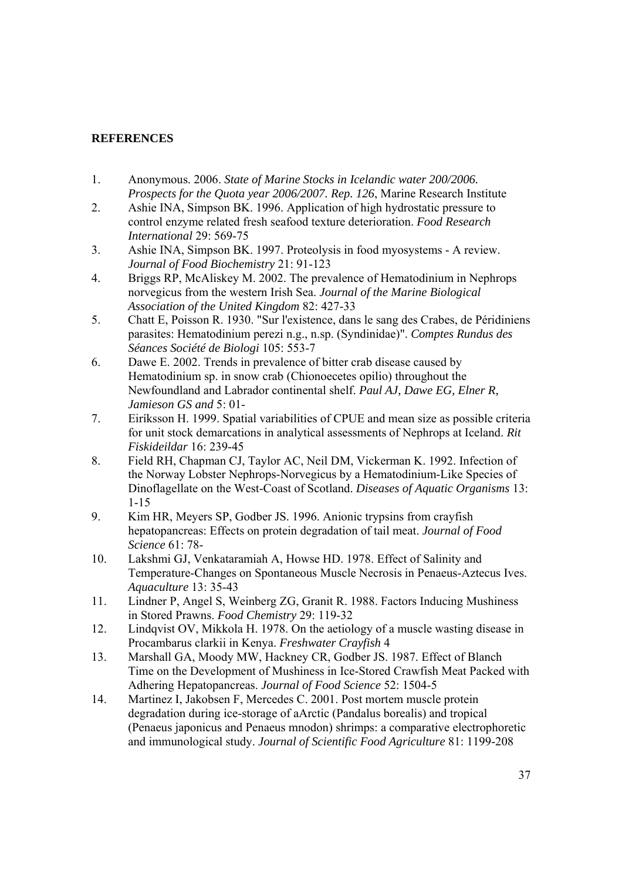## REFERENCES

1. Anonymous. 2006. *State of Marine Stocks in Icelandic water 200/2006. Prospects for the Quota year 2006/2007. Rep. 126*, Marine Research Institute
2. Ashie INA, Simpson BK. 1996. Application of high hydrostatic pressure to control enzyme related fresh seafood texture deterioration. *Food Research International* 29: 569-75
3. Ashie INA, Simpson BK. 1997. Proteolysis in food myosystems - A review. *Journal of Food Biochemistry* 21: 91-123
4. Briggs RP, McAliskey M. 2002. The prevalence of Hematodinium in Nephrops norvegicus from the western Irish Sea. *Journal of the Marine Biological Association of the United Kingdom* 82: 427-33
5. Chatt E, Poisson R. 1930. "Sur l'existence, dans le sang des Crabes, de Péridiniens parasites: Hematodinium perezi n.g., n.sp. (Syndinidae)". *Comptes Rundus des Séances Société de Biologi* 105: 553-7
6. Dawe E. 2002. Trends in prevalence of bitter crab disease caused by Hematodinium sp. in snow crab (Chionoecetes opilio) throughout the Newfoundland and Labrador continental shelf. *Paul AJ, Dawe EG, Elner R, Jamieson GS and* 5: 01-
7. Eiríksson H. 1999. Spatial variabilities of CPUE and mean size as possible criteria for unit stock demarcations in analytical assessments of Nephrops at Iceland. *Rit Fiskideildar* 16: 239-45
8. Field RH, Chapman CJ, Taylor AC, Neil DM, Vickerman K. 1992. Infection of the Norway Lobster Nephrops-Norvegicus by a Hematodinium-Like Species of Dinoflagellate on the West-Coast of Scotland. *Diseases of Aquatic Organisms* 13: 1-15
9. Kim HR, Meyers SP, Godber JS. 1996. Anionic trypsins from crayfish hepatopancreas: Effects on protein degradation of tail meat. *Journal of Food Science* 61: 78-
10. Lakshmi GJ, Venkataramiah A, Howse HD. 1978. Effect of Salinity and Temperature-Changes on Spontaneous Muscle Necrosis in Penaeus-Aztecus Ives. *Aquaculture* 13: 35-43
11. Lindner P, Angel S, Weinberg ZG, Granit R. 1988. Factors Inducing Mushiness in Stored Prawns. *Food Chemistry* 29: 119-32
12. Lindqvist OV, Mikkola H. 1978. On the aetiology of a muscle wasting disease in Procambarus clarkii in Kenya. *Freshwater Crayfish* 4
13. Marshall GA, Moody MW, Hackney CR, Godber JS. 1987. Effect of Blanch Time on the Development of Mushiness in Ice-Stored Crawfish Meat Packed with Adhering Hepatopancreas. *Journal of Food Science* 52: 1504-5
14. Martinez I, Jakobsen F, Mercedes C. 2001. Post mortem muscle protein degradation during ice-storage of aArctic (Pandalus borealis) and tropical (Penaeus japonicus and Penaeus mnodon) shrimps: a comparative electrophoretic and immunological study. *Journal of Scientific Food Agriculture* 81: 1199-208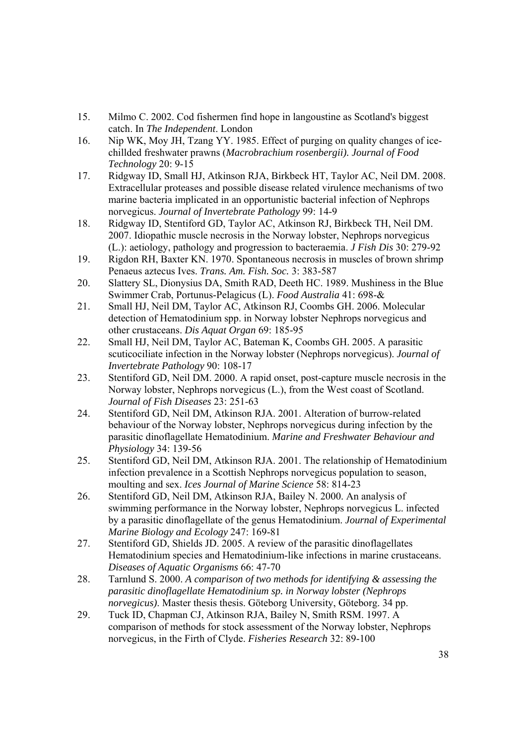15. Milmo C. 2002. Cod fishermen find hope in langoustine as Scotland's biggest catch. In *The Independent*. London
16. Nip WK, Moy JH, Tzang YY. 1985. Effect of purging on quality changes of ice-chillded freshwater prawns (*Macrobrachium rosenbergii). Journal of Food Technology* 20: 9-15
17. Ridgway ID, Small HJ, Atkinson RJA, Birkbeck HT, Taylor AC, Neil DM. 2008. Extracellular proteases and possible disease related virulence mechanisms of two marine bacteria implicated in an opportunistic bacterial infection of Nephrops norvegicus. *Journal of Invertebrate Pathology* 99: 14-9
18. Ridgway ID, Stentiford GD, Taylor AC, Atkinson RJ, Birkbeck TH, Neil DM. 2007. Idiopathic muscle necrosis in the Norway lobster, Nephrops norvegicus (L.): aetiology, pathology and progression to bacteraemia. *J Fish Dis* 30: 279-92
19. Rigdon RH, Baxter KN. 1970. Spontaneous necrosis in muscles of brown shrimp Penaeus aztecus Ives. *Trans. Am. Fish. Soc.* 3: 383-587
20. Slattery SL, Dionysius DA, Smith RAD, Deeth HC. 1989. Mushiness in the Blue Swimmer Crab, Portunus-Pelagicus (L). *Food Australia* 41: 698-&
21. Small HJ, Neil DM, Taylor AC, Atkinson RJ, Coombs GH. 2006. Molecular detection of Hematodinium spp. in Norway lobster Nephrops norvegicus and other crustaceans. *Dis Aquat Organ* 69: 185-95
22. Small HJ, Neil DM, Taylor AC, Bateman K, Coombs GH. 2005. A parasitic scuticociliate infection in the Norway lobster (Nephrops norvegicus). *Journal of Invertebrate Pathology* 90: 108-17
23. Stentiford GD, Neil DM. 2000. A rapid onset, post-capture muscle necrosis in the Norway lobster, Nephrops norvegicus (L.), from the West coast of Scotland. *Journal of Fish Diseases* 23: 251-63
24. Stentiford GD, Neil DM, Atkinson RJA. 2001. Alteration of burrow-related behaviour of the Norway lobster, Nephrops norvegicus during infection by the parasitic dinoflagellate Hematodinium. *Marine and Freshwater Behaviour and Physiology* 34: 139-56
25. Stentiford GD, Neil DM, Atkinson RJA. 2001. The relationship of Hematodinium infection prevalence in a Scottish Nephrops norvegicus population to season, moulting and sex. *Ices Journal of Marine Science* 58: 814-23
26. Stentiford GD, Neil DM, Atkinson RJA, Bailey N. 2000. An analysis of swimming performance in the Norway lobster, Nephrops norvegicus L. infected by a parasitic dinoflagellate of the genus Hematodinium. *Journal of Experimental Marine Biology and Ecology* 247: 169-81
27. Stentiford GD, Shields JD. 2005. A review of the parasitic dinoflagellates Hematodinium species and Hematodinium-like infections in marine crustaceans. *Diseases of Aquatic Organisms* 66: 47-70
28. Tarnlund S. 2000. *A comparison of two methods for identifying & assessing the parasitic dinoflagellate Hematodinium sp. in Norway lobster (Nephrops norvegicus)*. Master thesis thesis. Göteborg University, Göteborg. 34 pp.
29. Tuck ID, Chapman CJ, Atkinson RJA, Bailey N, Smith RSM. 1997. A comparison of methods for stock assessment of the Norway lobster, Nephrops norvegicus, in the Firth of Clyde. *Fisheries Research* 32: 89-100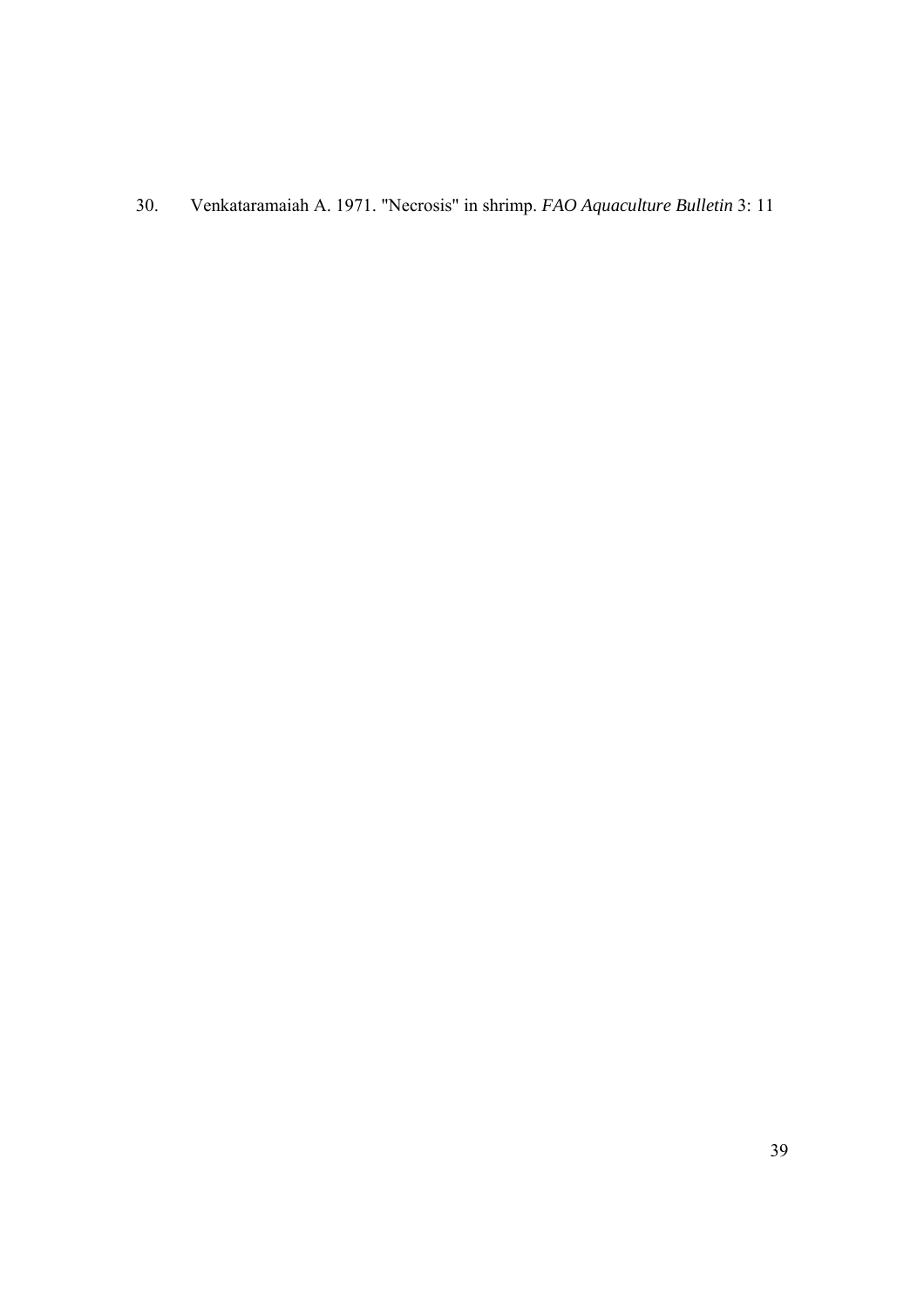30. Venkataramaiah A. 1971. "Necrosis" in shrimp. *FAO Aquaculture Bulletin* 3: 11